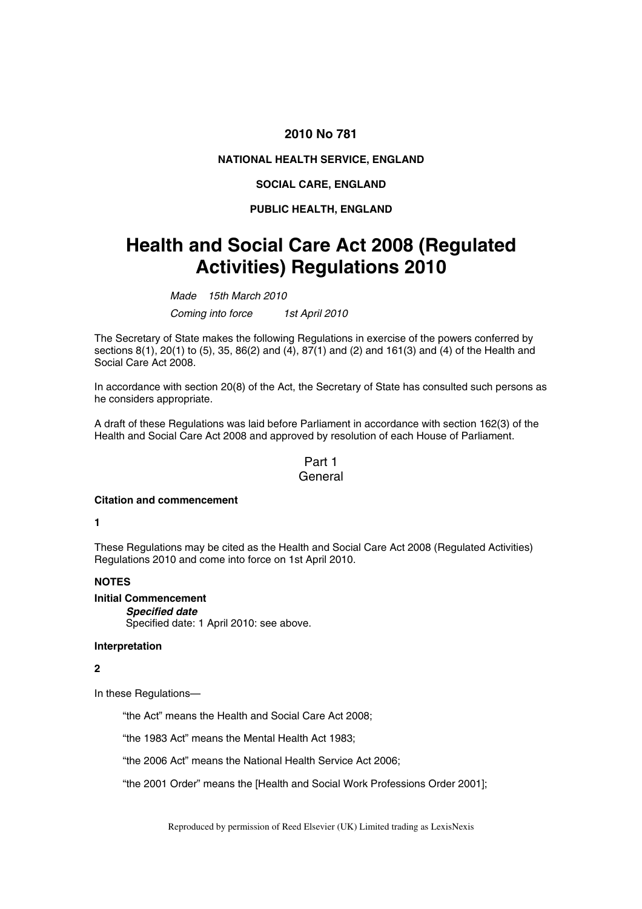**2010 No 781**

**NATIONAL HEALTH SERVICE, ENGLAND**

**SOCIAL CARE, ENGLAND**

**PUBLIC HEALTH, ENGLAND**

# Health and Social Care Act 2008 (Regulated Activities) Regulations 2010

*Made* *15th March 2010*

*Coming into force* *1st April 2010*

The Secretary of State makes the following Regulations in exercise of the powers conferred by sections 8(1), 20(1) to (5), 35, 86(2) and (4), 87(1) and (2) and 161(3) and (4) of the Health and Social Care Act 2008.

In accordance with section 20(8) of the Act, the Secretary of State has consulted such persons as he considers appropriate.

A draft of these Regulations was laid before Parliament in accordance with section 162(3) of the Health and Social Care Act 2008 and approved by resolution of each House of Parliament.

## Part 1
## General

### Citation and commencement

**1**

These Regulations may be cited as the Health and Social Care Act 2008 (Regulated Activities) Regulations 2010 and come into force on 1st April 2010.

**NOTES**

**Initial Commencement**

***Specified date***

Specified date: 1 April 2010: see above.

### Interpretation

**2**

In these Regulations—

"the Act" means the Health and Social Care Act 2008;

"the 1983 Act" means the Mental Health Act 1983;

"the 2006 Act" means the National Health Service Act 2006;

"the 2001 Order" means the [Health and Social Work Professions Order 2001];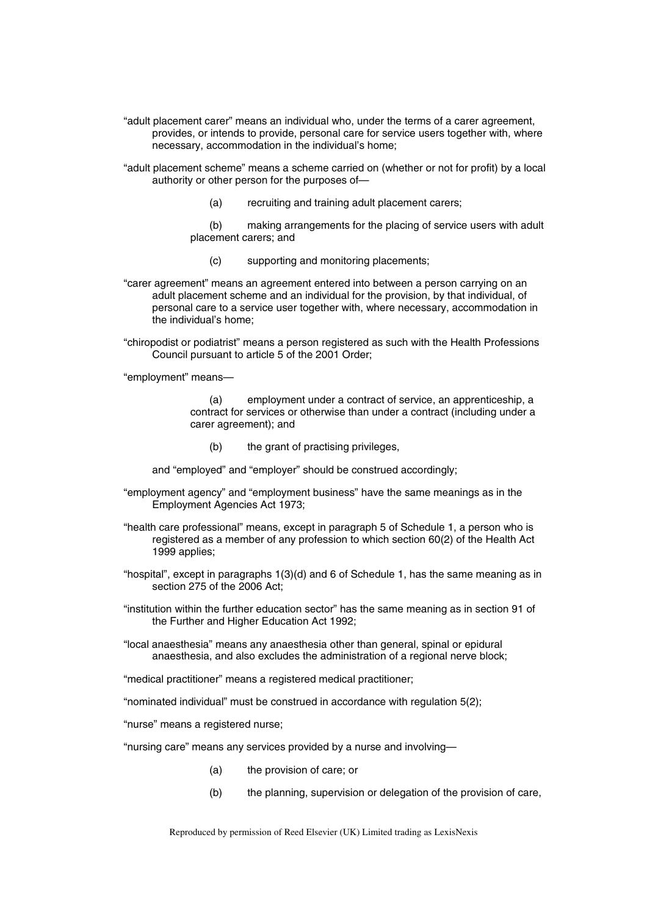"adult placement carer" means an individual who, under the terms of a carer agreement, provides, or intends to provide, personal care for service users together with, where necessary, accommodation in the individual's home;

"adult placement scheme" means a scheme carried on (whether or not for profit) by a local authority or other person for the purposes of—

(a) recruiting and training adult placement carers;

(b) making arrangements for the placing of service users with adult placement carers; and

(c) supporting and monitoring placements;

"carer agreement" means an agreement entered into between a person carrying on an adult placement scheme and an individual for the provision, by that individual, of personal care to a service user together with, where necessary, accommodation in the individual's home;

"chiropodist or podiatrist" means a person registered as such with the Health Professions Council pursuant to article 5 of the 2001 Order;

"employment" means—

(a) employment under a contract of service, an apprenticeship, a contract for services or otherwise than under a contract (including under a carer agreement); and

(b) the grant of practising privileges,

and "employed" and "employer" should be construed accordingly;

"employment agency" and "employment business" have the same meanings as in the Employment Agencies Act 1973;

"health care professional" means, except in paragraph 5 of Schedule 1, a person who is registered as a member of any profession to which section 60(2) of the Health Act 1999 applies;

"hospital", except in paragraphs 1(3)(d) and 6 of Schedule 1, has the same meaning as in section 275 of the 2006 Act;

"institution within the further education sector" has the same meaning as in section 91 of the Further and Higher Education Act 1992;

"local anaesthesia" means any anaesthesia other than general, spinal or epidural anaesthesia, and also excludes the administration of a regional nerve block;

"medical practitioner" means a registered medical practitioner;

"nominated individual" must be construed in accordance with regulation 5(2);

"nurse" means a registered nurse;

"nursing care" means any services provided by a nurse and involving—

(a) the provision of care; or

(b) the planning, supervision or delegation of the provision of care,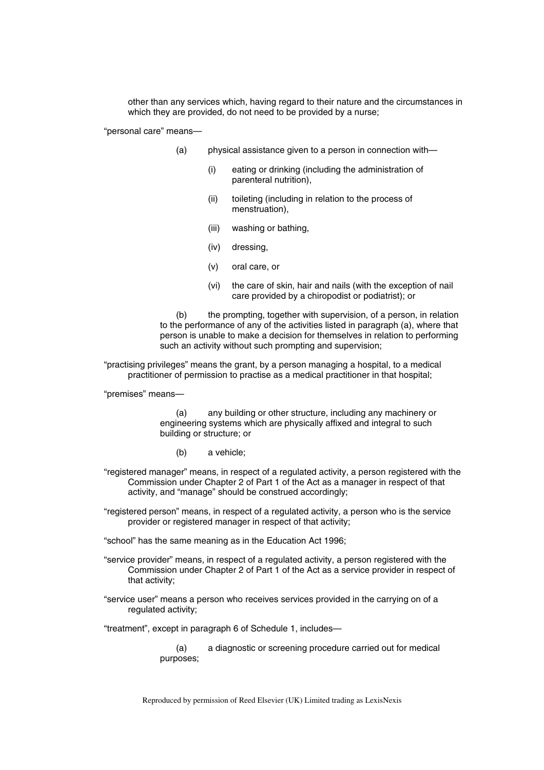other than any services which, having regard to their nature and the circumstances in which they are provided, do not need to be provided by a nurse;

"personal care" means—

(a) physical assistance given to a person in connection with—

(i) eating or drinking (including the administration of parenteral nutrition),

(ii) toileting (including in relation to the process of menstruation),

(iii) washing or bathing,

(iv) dressing,

(v) oral care, or

(vi) the care of skin, hair and nails (with the exception of nail care provided by a chiropodist or podiatrist); or

(b) the prompting, together with supervision, of a person, in relation to the performance of any of the activities listed in paragraph (a), where that person is unable to make a decision for themselves in relation to performing such an activity without such prompting and supervision;

"practising privileges" means the grant, by a person managing a hospital, to a medical practitioner of permission to practise as a medical practitioner in that hospital;

"premises" means—

(a) any building or other structure, including any machinery or engineering systems which are physically affixed and integral to such building or structure; or

(b) a vehicle;

"registered manager" means, in respect of a regulated activity, a person registered with the Commission under Chapter 2 of Part 1 of the Act as a manager in respect of that activity, and "manage" should be construed accordingly;

"registered person" means, in respect of a regulated activity, a person who is the service provider or registered manager in respect of that activity;

"school" has the same meaning as in the Education Act 1996;

"service provider" means, in respect of a regulated activity, a person registered with the Commission under Chapter 2 of Part 1 of the Act as a service provider in respect of that activity;

"service user" means a person who receives services provided in the carrying on of a regulated activity;

"treatment", except in paragraph 6 of Schedule 1, includes—

(a) a diagnostic or screening procedure carried out for medical purposes;

Reproduced by permission of Reed Elsevier (UK) Limited trading as LexisNexis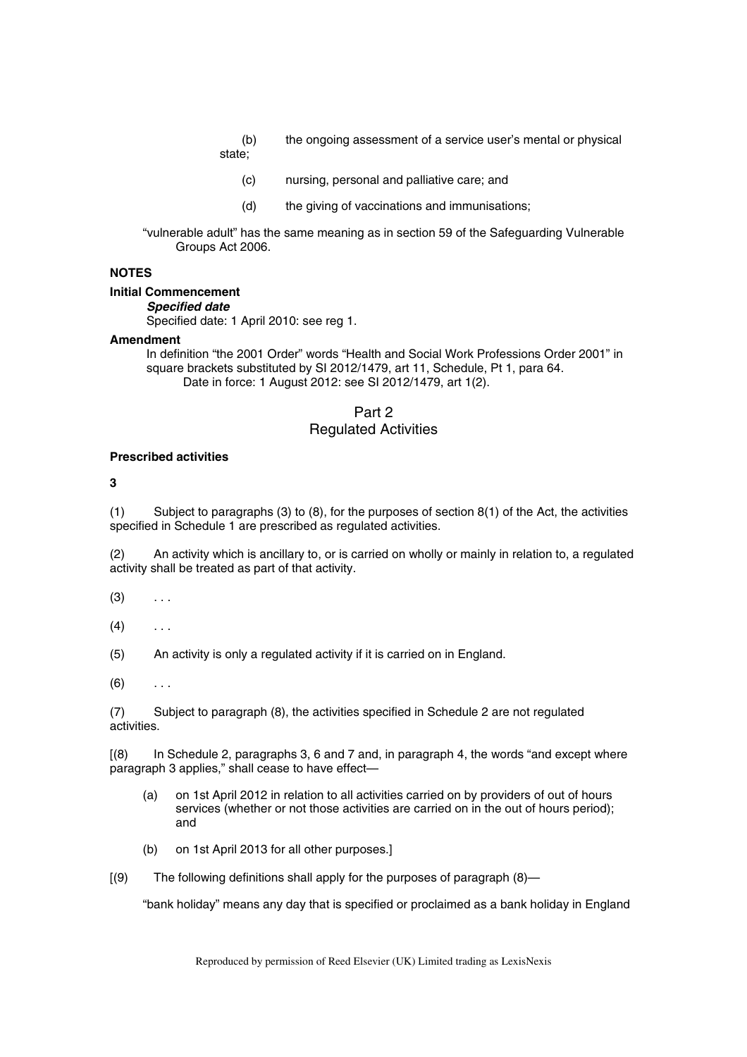(b) the ongoing assessment of a service user's mental or physical state;

(c) nursing, personal and palliative care; and

(d) the giving of vaccinations and immunisations;

"vulnerable adult" has the same meaning as in section 59 of the Safeguarding Vulnerable Groups Act 2006.

**NOTES**

**Initial Commencement**

***Specified date***

Specified date: 1 April 2010: see reg 1.

**Amendment**

In definition "the 2001 Order" words "Health and Social Work Professions Order 2001" in square brackets substituted by SI 2012/1479, art 11, Schedule, Pt 1, para 64.
Date in force: 1 August 2012: see SI 2012/1479, art 1(2).

## Part 2
## Regulated Activities

**Prescribed activities**

**3**

(1) Subject to paragraphs (3) to (8), for the purposes of section 8(1) of the Act, the activities specified in Schedule 1 are prescribed as regulated activities.

(2) An activity which is ancillary to, or is carried on wholly or mainly in relation to, a regulated activity shall be treated as part of that activity.

(3) . . .

(4) . . .

(5) An activity is only a regulated activity if it is carried on in England.

(6) . . .

(7) Subject to paragraph (8), the activities specified in Schedule 2 are not regulated activities.

[(8) In Schedule 2, paragraphs 3, 6 and 7 and, in paragraph 4, the words "and except where paragraph 3 applies," shall cease to have effect—

(a) on 1st April 2012 in relation to all activities carried on by providers of out of hours services (whether or not those activities are carried on in the out of hours period); and

(b) on 1st April 2013 for all other purposes.]

[(9) The following definitions shall apply for the purposes of paragraph (8)—

"bank holiday" means any day that is specified or proclaimed as a bank holiday in England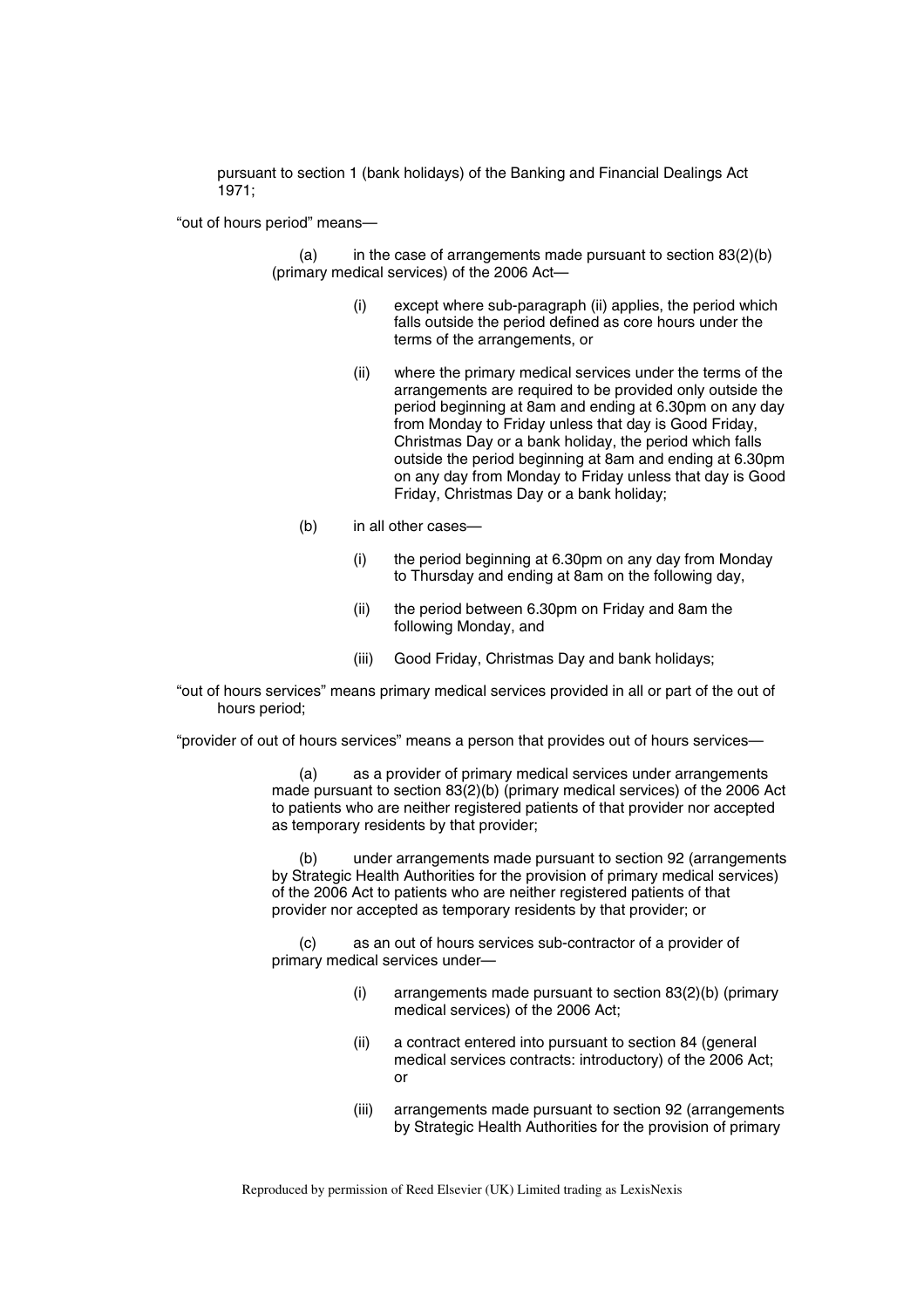pursuant to section 1 (bank holidays) of the Banking and Financial Dealings Act 1971;

"out of hours period" means—

(a) in the case of arrangements made pursuant to section 83(2)(b) (primary medical services) of the 2006 Act—

(i) except where sub-paragraph (ii) applies, the period which falls outside the period defined as core hours under the terms of the arrangements, or

(ii) where the primary medical services under the terms of the arrangements are required to be provided only outside the period beginning at 8am and ending at 6.30pm on any day from Monday to Friday unless that day is Good Friday, Christmas Day or a bank holiday, the period which falls outside the period beginning at 8am and ending at 6.30pm on any day from Monday to Friday unless that day is Good Friday, Christmas Day or a bank holiday;

(b) in all other cases—

(i) the period beginning at 6.30pm on any day from Monday to Thursday and ending at 8am on the following day,

(ii) the period between 6.30pm on Friday and 8am the following Monday, and

(iii) Good Friday, Christmas Day and bank holidays;

"out of hours services" means primary medical services provided in all or part of the out of hours period;

"provider of out of hours services" means a person that provides out of hours services—

(a) as a provider of primary medical services under arrangements made pursuant to section 83(2)(b) (primary medical services) of the 2006 Act to patients who are neither registered patients of that provider nor accepted as temporary residents by that provider;

(b) under arrangements made pursuant to section 92 (arrangements by Strategic Health Authorities for the provision of primary medical services) of the 2006 Act to patients who are neither registered patients of that provider nor accepted as temporary residents by that provider; or

(c) as an out of hours services sub-contractor of a provider of primary medical services under—

(i) arrangements made pursuant to section 83(2)(b) (primary medical services) of the 2006 Act;

(ii) a contract entered into pursuant to section 84 (general medical services contracts: introductory) of the 2006 Act; or

(iii) arrangements made pursuant to section 92 (arrangements by Strategic Health Authorities for the provision of primary

Reproduced by permission of Reed Elsevier (UK) Limited trading as LexisNexis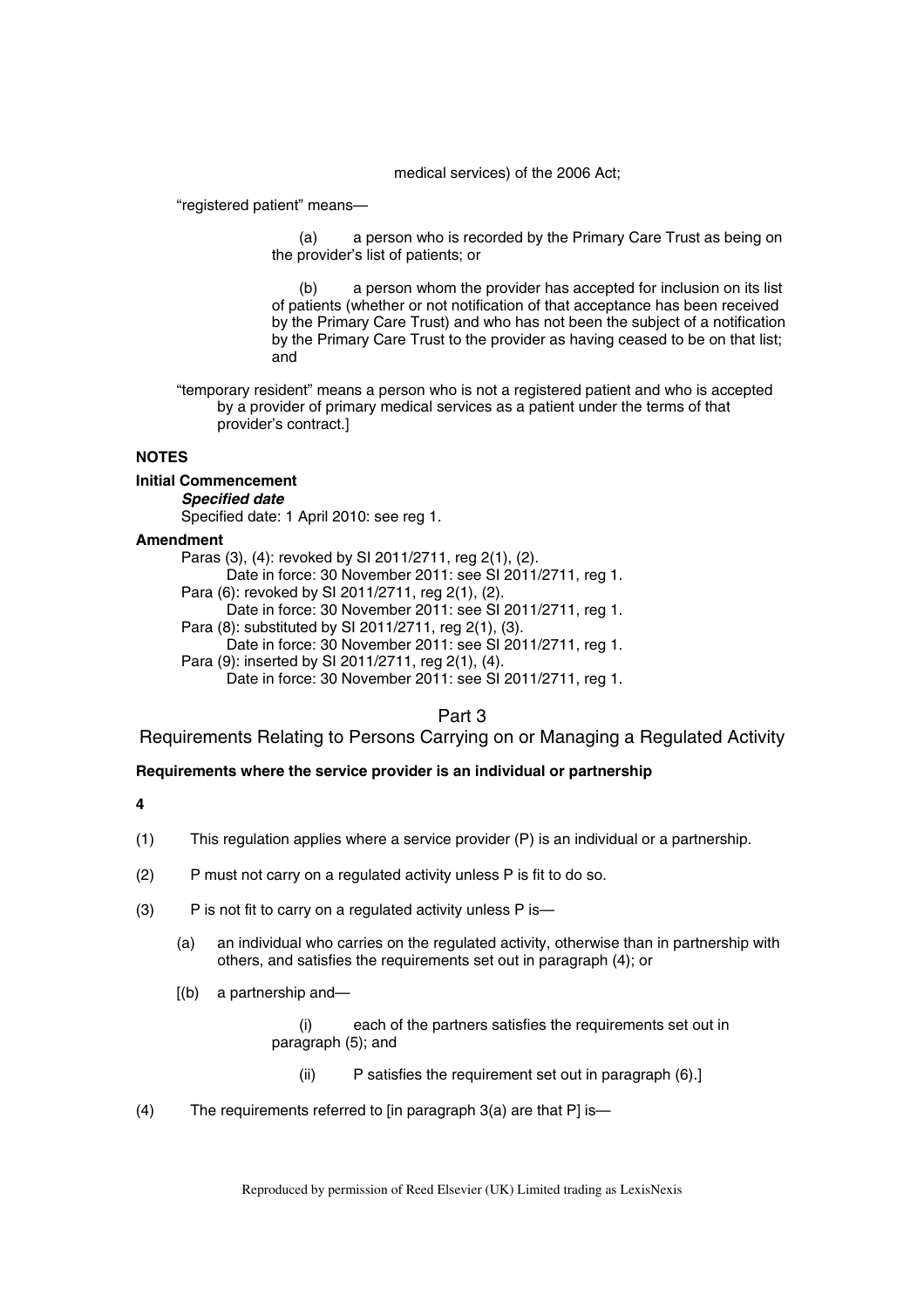medical services) of the 2006 Act;

"registered patient" means—

(a) a person who is recorded by the Primary Care Trust as being on the provider's list of patients; or

(b) a person whom the provider has accepted for inclusion on its list of patients (whether or not notification of that acceptance has been received by the Primary Care Trust) and who has not been the subject of a notification by the Primary Care Trust to the provider as having ceased to be on that list; and

"temporary resident" means a person who is not a registered patient and who is accepted by a provider of primary medical services as a patient under the terms of that provider's contract.]

**NOTES**

**Initial Commencement**

***Specified date***

Specified date: 1 April 2010: see reg 1.

**Amendment**

Paras (3), (4): revoked by SI 2011/2711, reg 2(1), (2).
Date in force: 30 November 2011: see SI 2011/2711, reg 1.
Para (6): revoked by SI 2011/2711, reg 2(1), (2).
Date in force: 30 November 2011: see SI 2011/2711, reg 1.
Para (8): substituted by SI 2011/2711, reg 2(1), (3).
Date in force: 30 November 2011: see SI 2011/2711, reg 1.
Para (9): inserted by SI 2011/2711, reg 2(1), (4).
Date in force: 30 November 2011: see SI 2011/2711, reg 1.

## Part 3

## Requirements Relating to Persons Carrying on or Managing a Regulated Activity

**Requirements where the service provider is an individual or partnership**

**4**

(1) This regulation applies where a service provider (P) is an individual or a partnership.

(2) P must not carry on a regulated activity unless P is fit to do so.

(3) P is not fit to carry on a regulated activity unless P is—

(a) an individual who carries on the regulated activity, otherwise than in partnership with others, and satisfies the requirements set out in paragraph (4); or

[(b) a partnership and—

(i) each of the partners satisfies the requirements set out in paragraph (5); and

(ii) P satisfies the requirement set out in paragraph (6).]

(4) The requirements referred to [in paragraph 3(a) are that P] is—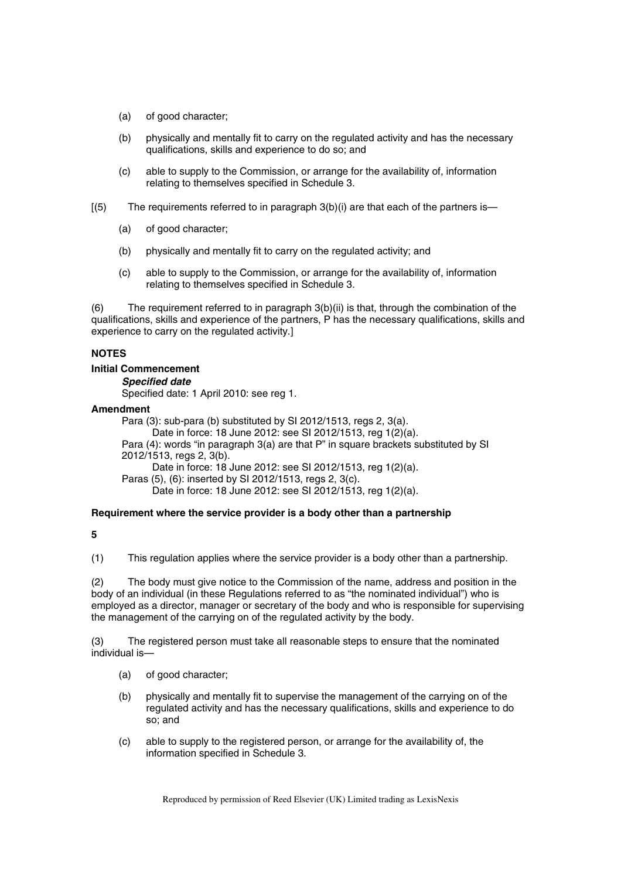(a) of good character;

(b) physically and mentally fit to carry on the regulated activity and has the necessary qualifications, skills and experience to do so; and

(c) able to supply to the Commission, or arrange for the availability of, information relating to themselves specified in Schedule 3.

[(5) The requirements referred to in paragraph 3(b)(i) are that each of the partners is—

(a) of good character;

(b) physically and mentally fit to carry on the regulated activity; and

(c) able to supply to the Commission, or arrange for the availability of, information relating to themselves specified in Schedule 3.

(6) The requirement referred to in paragraph 3(b)(ii) is that, through the combination of the qualifications, skills and experience of the partners, P has the necessary qualifications, skills and experience to carry on the regulated activity.]

**NOTES**

**Initial Commencement**

***Specified date***

Specified date: 1 April 2010: see reg 1.

**Amendment**

Para (3): sub-para (b) substituted by SI 2012/1513, regs 2, 3(a).
Date in force: 18 June 2012: see SI 2012/1513, reg 1(2)(a).
Para (4): words "in paragraph 3(a) are that P" in square brackets substituted by SI 2012/1513, regs 2, 3(b).
Date in force: 18 June 2012: see SI 2012/1513, reg 1(2)(a).
Paras (5), (6): inserted by SI 2012/1513, regs 2, 3(c).
Date in force: 18 June 2012: see SI 2012/1513, reg 1(2)(a).

**Requirement where the service provider is a body other than a partnership**

**5**

(1) This regulation applies where the service provider is a body other than a partnership.

(2) The body must give notice to the Commission of the name, address and position in the body of an individual (in these Regulations referred to as "the nominated individual") who is employed as a director, manager or secretary of the body and who is responsible for supervising the management of the carrying on of the regulated activity by the body.

(3) The registered person must take all reasonable steps to ensure that the nominated individual is—

(a) of good character;

(b) physically and mentally fit to supervise the management of the carrying on of the regulated activity and has the necessary qualifications, skills and experience to do so; and

(c) able to supply to the registered person, or arrange for the availability of, the information specified in Schedule 3.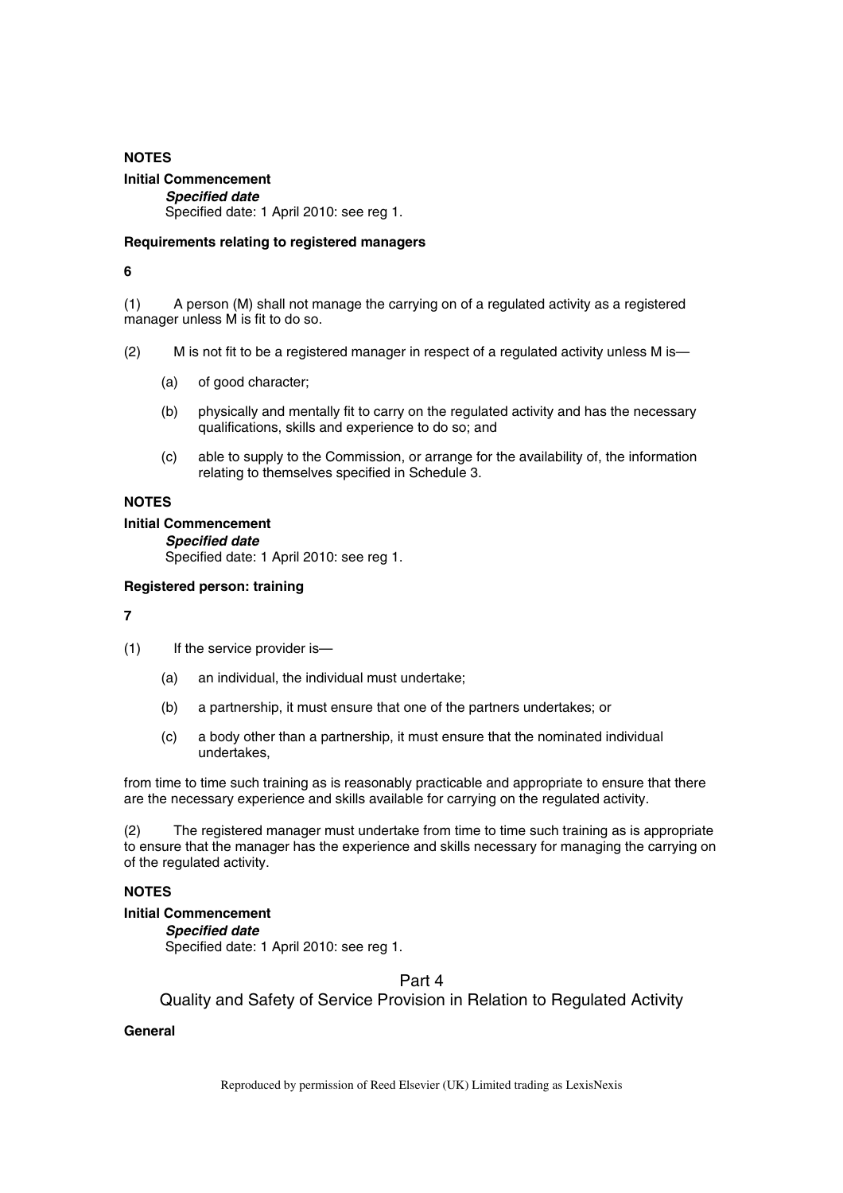**NOTES**

**Initial Commencement**

***Specified date***

Specified date: 1 April 2010: see reg 1.

**Requirements relating to registered managers**

**6**

(1) A person (M) shall not manage the carrying on of a regulated activity as a registered manager unless M is fit to do so.

(2) M is not fit to be a registered manager in respect of a regulated activity unless M is—

(a) of good character;

(b) physically and mentally fit to carry on the regulated activity and has the necessary qualifications, skills and experience to do so; and

(c) able to supply to the Commission, or arrange for the availability of, the information relating to themselves specified in Schedule 3.

**NOTES**

**Initial Commencement**

***Specified date***

Specified date: 1 April 2010: see reg 1.

**Registered person: training**

**7**

(1) If the service provider is—

(a) an individual, the individual must undertake;

(b) a partnership, it must ensure that one of the partners undertakes; or

(c) a body other than a partnership, it must ensure that the nominated individual undertakes,

from time to time such training as is reasonably practicable and appropriate to ensure that there are the necessary experience and skills available for carrying on the regulated activity.

(2) The registered manager must undertake from time to time such training as is appropriate to ensure that the manager has the experience and skills necessary for managing the carrying on of the regulated activity.

**NOTES**

**Initial Commencement**

***Specified date***

Specified date: 1 April 2010: see reg 1.

## Part 4
## Quality and Safety of Service Provision in Relation to Regulated Activity

**General**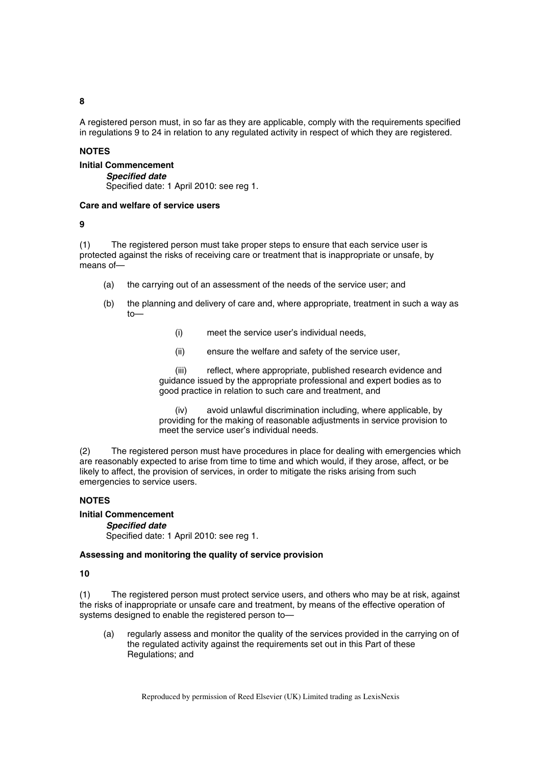**8**

A registered person must, in so far as they are applicable, comply with the requirements specified in regulations 9 to 24 in relation to any regulated activity in respect of which they are registered.

**NOTES**

**Initial Commencement**

***Specified date***

Specified date: 1 April 2010: see reg 1.

**Care and welfare of service users**

**9**

(1) The registered person must take proper steps to ensure that each service user is protected against the risks of receiving care or treatment that is inappropriate or unsafe, by means of—

(a) the carrying out of an assessment of the needs of the service user; and

(b) the planning and delivery of care and, where appropriate, treatment in such a way as to—

(i) meet the service user's individual needs,

(ii) ensure the welfare and safety of the service user,

(iii) reflect, where appropriate, published research evidence and guidance issued by the appropriate professional and expert bodies as to good practice in relation to such care and treatment, and

(iv) avoid unlawful discrimination including, where applicable, by providing for the making of reasonable adjustments in service provision to meet the service user's individual needs.

(2) The registered person must have procedures in place for dealing with emergencies which are reasonably expected to arise from time to time and which would, if they arose, affect, or be likely to affect, the provision of services, in order to mitigate the risks arising from such emergencies to service users.

**NOTES**

**Initial Commencement**

***Specified date***

Specified date: 1 April 2010: see reg 1.

**Assessing and monitoring the quality of service provision**

**10**

(1) The registered person must protect service users, and others who may be at risk, against the risks of inappropriate or unsafe care and treatment, by means of the effective operation of systems designed to enable the registered person to—

(a) regularly assess and monitor the quality of the services provided in the carrying on of the regulated activity against the requirements set out in this Part of these Regulations; and

Reproduced by permission of Reed Elsevier (UK) Limited trading as LexisNexis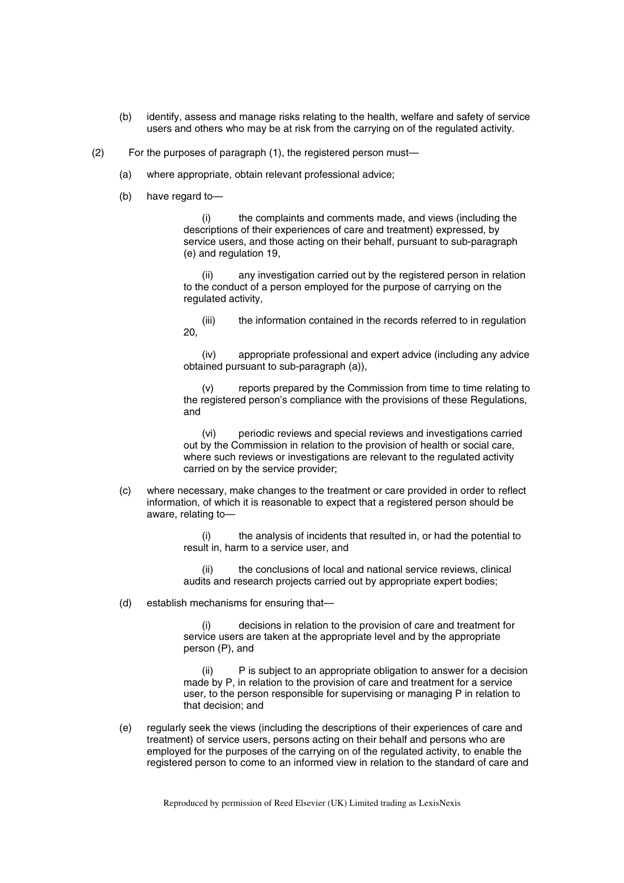(b) identify, assess and manage risks relating to the health, welfare and safety of service users and others who may be at risk from the carrying on of the regulated activity.

(2) For the purposes of paragraph (1), the registered person must—

(a) where appropriate, obtain relevant professional advice;

(b) have regard to—

(i) the complaints and comments made, and views (including the descriptions of their experiences of care and treatment) expressed, by service users, and those acting on their behalf, pursuant to sub-paragraph (e) and regulation 19,

(ii) any investigation carried out by the registered person in relation to the conduct of a person employed for the purpose of carrying on the regulated activity,

(iii) the information contained in the records referred to in regulation 20,

(iv) appropriate professional and expert advice (including any advice obtained pursuant to sub-paragraph (a)),

(v) reports prepared by the Commission from time to time relating to the registered person's compliance with the provisions of these Regulations, and

(vi) periodic reviews and special reviews and investigations carried out by the Commission in relation to the provision of health or social care, where such reviews or investigations are relevant to the regulated activity carried on by the service provider;

(c) where necessary, make changes to the treatment or care provided in order to reflect information, of which it is reasonable to expect that a registered person should be aware, relating to—

(i) the analysis of incidents that resulted in, or had the potential to result in, harm to a service user, and

(ii) the conclusions of local and national service reviews, clinical audits and research projects carried out by appropriate expert bodies;

(d) establish mechanisms for ensuring that—

(i) decisions in relation to the provision of care and treatment for service users are taken at the appropriate level and by the appropriate person (P), and

(ii) P is subject to an appropriate obligation to answer for a decision made by P, in relation to the provision of care and treatment for a service user, to the person responsible for supervising or managing P in relation to that decision; and

(e) regularly seek the views (including the descriptions of their experiences of care and treatment) of service users, persons acting on their behalf and persons who are employed for the purposes of the carrying on of the regulated activity, to enable the registered person to come to an informed view in relation to the standard of care and

Reproduced by permission of Reed Elsevier (UK) Limited trading as LexisNexis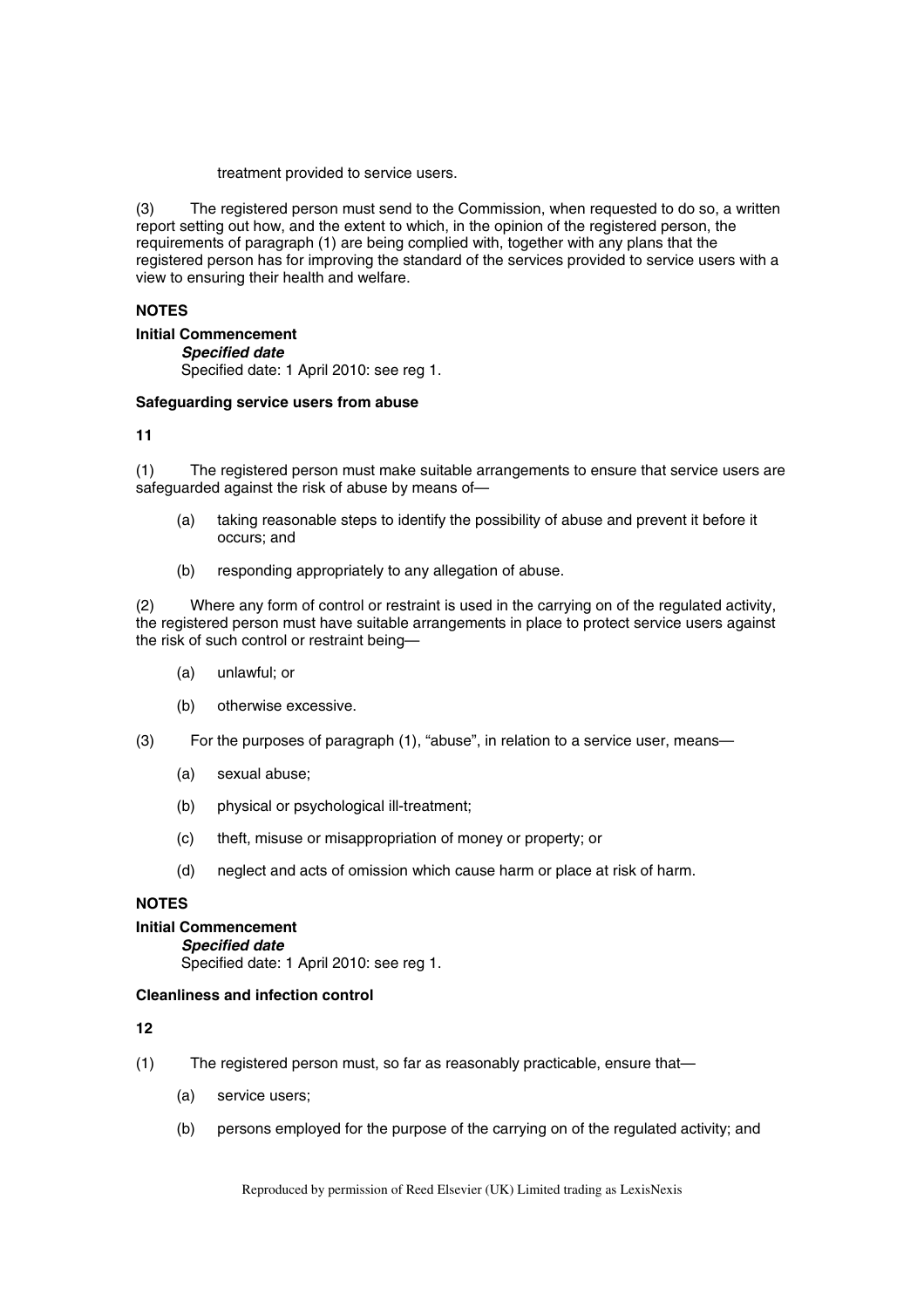treatment provided to service users.

(3) The registered person must send to the Commission, when requested to do so, a written report setting out how, and the extent to which, in the opinion of the registered person, the requirements of paragraph (1) are being complied with, together with any plans that the registered person has for improving the standard of the services provided to service users with a view to ensuring their health and welfare.

**NOTES**

**Initial Commencement**

***Specified date***

Specified date: 1 April 2010: see reg 1.

**Safeguarding service users from abuse**

**11**

(1) The registered person must make suitable arrangements to ensure that service users are safeguarded against the risk of abuse by means of—

- (a) taking reasonable steps to identify the possibility of abuse and prevent it before it occurs; and
- (b) responding appropriately to any allegation of abuse.

(2) Where any form of control or restraint is used in the carrying on of the regulated activity, the registered person must have suitable arrangements in place to protect service users against the risk of such control or restraint being—

- (a) unlawful; or
- (b) otherwise excessive.

(3) For the purposes of paragraph (1), "abuse", in relation to a service user, means—

- (a) sexual abuse;
- (b) physical or psychological ill-treatment;
- (c) theft, misuse or misappropriation of money or property; or
- (d) neglect and acts of omission which cause harm or place at risk of harm.

**NOTES**

**Initial Commencement**

***Specified date***

Specified date: 1 April 2010: see reg 1.

**Cleanliness and infection control**

**12**

(1) The registered person must, so far as reasonably practicable, ensure that—

- (a) service users;
- (b) persons employed for the purpose of the carrying on of the regulated activity; and

Reproduced by permission of Reed Elsevier (UK) Limited trading as LexisNexis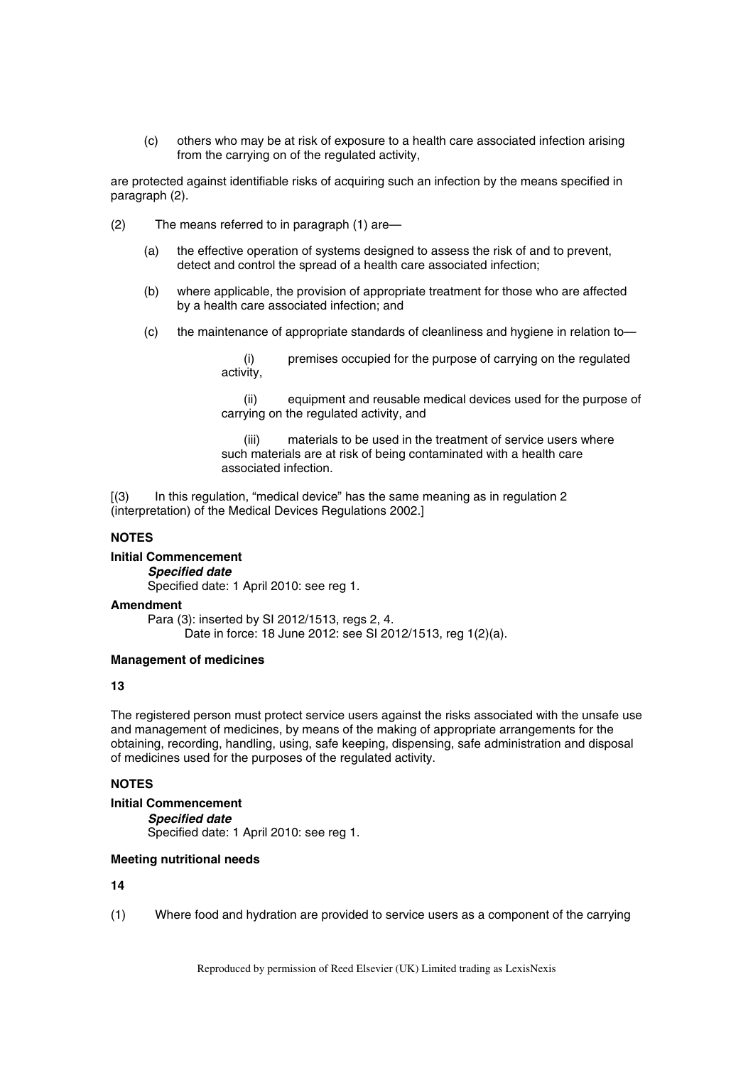(c) others who may be at risk of exposure to a health care associated infection arising from the carrying on of the regulated activity,

are protected against identifiable risks of acquiring such an infection by the means specified in paragraph (2).

(2) The means referred to in paragraph (1) are—

(a) the effective operation of systems designed to assess the risk of and to prevent, detect and control the spread of a health care associated infection;

(b) where applicable, the provision of appropriate treatment for those who are affected by a health care associated infection; and

(c) the maintenance of appropriate standards of cleanliness and hygiene in relation to—

(i) premises occupied for the purpose of carrying on the regulated activity,

(ii) equipment and reusable medical devices used for the purpose of carrying on the regulated activity, and

(iii) materials to be used in the treatment of service users where such materials are at risk of being contaminated with a health care associated infection.

[(3) In this regulation, "medical device" has the same meaning as in regulation 2 (interpretation) of the Medical Devices Regulations 2002.]

**NOTES**

**Initial Commencement**

***Specified date***

Specified date: 1 April 2010: see reg 1.

**Amendment**

Para (3): inserted by SI 2012/1513, regs 2, 4.

Date in force: 18 June 2012: see SI 2012/1513, reg 1(2)(a).

**Management of medicines**

**13**

The registered person must protect service users against the risks associated with the unsafe use and management of medicines, by means of the making of appropriate arrangements for the obtaining, recording, handling, using, safe keeping, dispensing, safe administration and disposal of medicines used for the purposes of the regulated activity.

**NOTES**

**Initial Commencement**

***Specified date***

Specified date: 1 April 2010: see reg 1.

**Meeting nutritional needs**

**14**

(1) Where food and hydration are provided to service users as a component of the carrying

Reproduced by permission of Reed Elsevier (UK) Limited trading as LexisNexis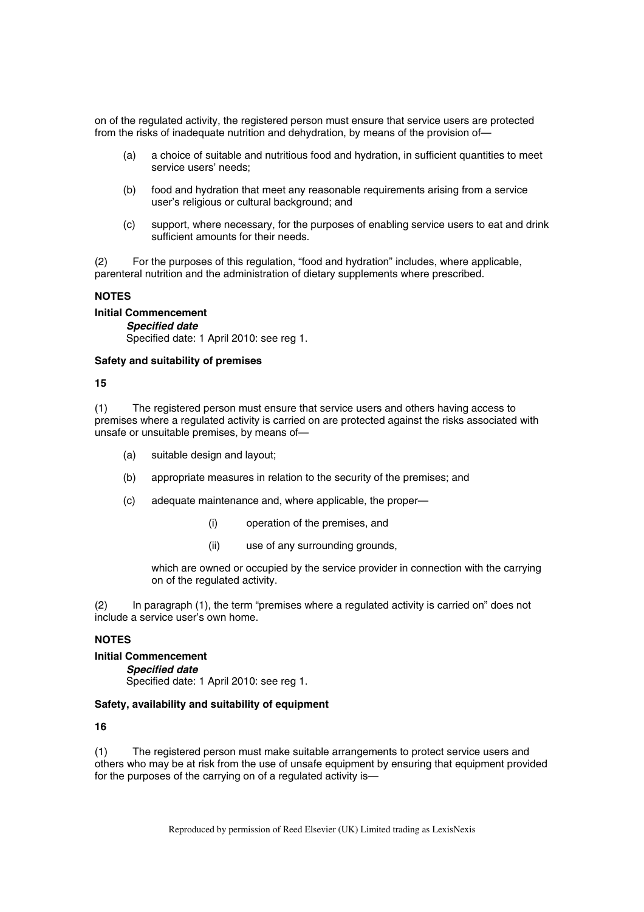on of the regulated activity, the registered person must ensure that service users are protected from the risks of inadequate nutrition and dehydration, by means of the provision of—

(a) a choice of suitable and nutritious food and hydration, in sufficient quantities to meet service users' needs;

(b) food and hydration that meet any reasonable requirements arising from a service user's religious or cultural background; and

(c) support, where necessary, for the purposes of enabling service users to eat and drink sufficient amounts for their needs.

(2) For the purposes of this regulation, "food and hydration" includes, where applicable, parenteral nutrition and the administration of dietary supplements where prescribed.

**NOTES**

**Initial Commencement**

***Specified date***

Specified date: 1 April 2010: see reg 1.

**Safety and suitability of premises**

**15**

(1) The registered person must ensure that service users and others having access to premises where a regulated activity is carried on are protected against the risks associated with unsafe or unsuitable premises, by means of—

(a) suitable design and layout;

(b) appropriate measures in relation to the security of the premises; and

(c) adequate maintenance and, where applicable, the proper—

(i) operation of the premises, and

(ii) use of any surrounding grounds,

which are owned or occupied by the service provider in connection with the carrying on of the regulated activity.

(2) In paragraph (1), the term "premises where a regulated activity is carried on" does not include a service user's own home.

**NOTES**

**Initial Commencement**

***Specified date***

Specified date: 1 April 2010: see reg 1.

**Safety, availability and suitability of equipment**

**16**

(1) The registered person must make suitable arrangements to protect service users and others who may be at risk from the use of unsafe equipment by ensuring that equipment provided for the purposes of the carrying on of a regulated activity is—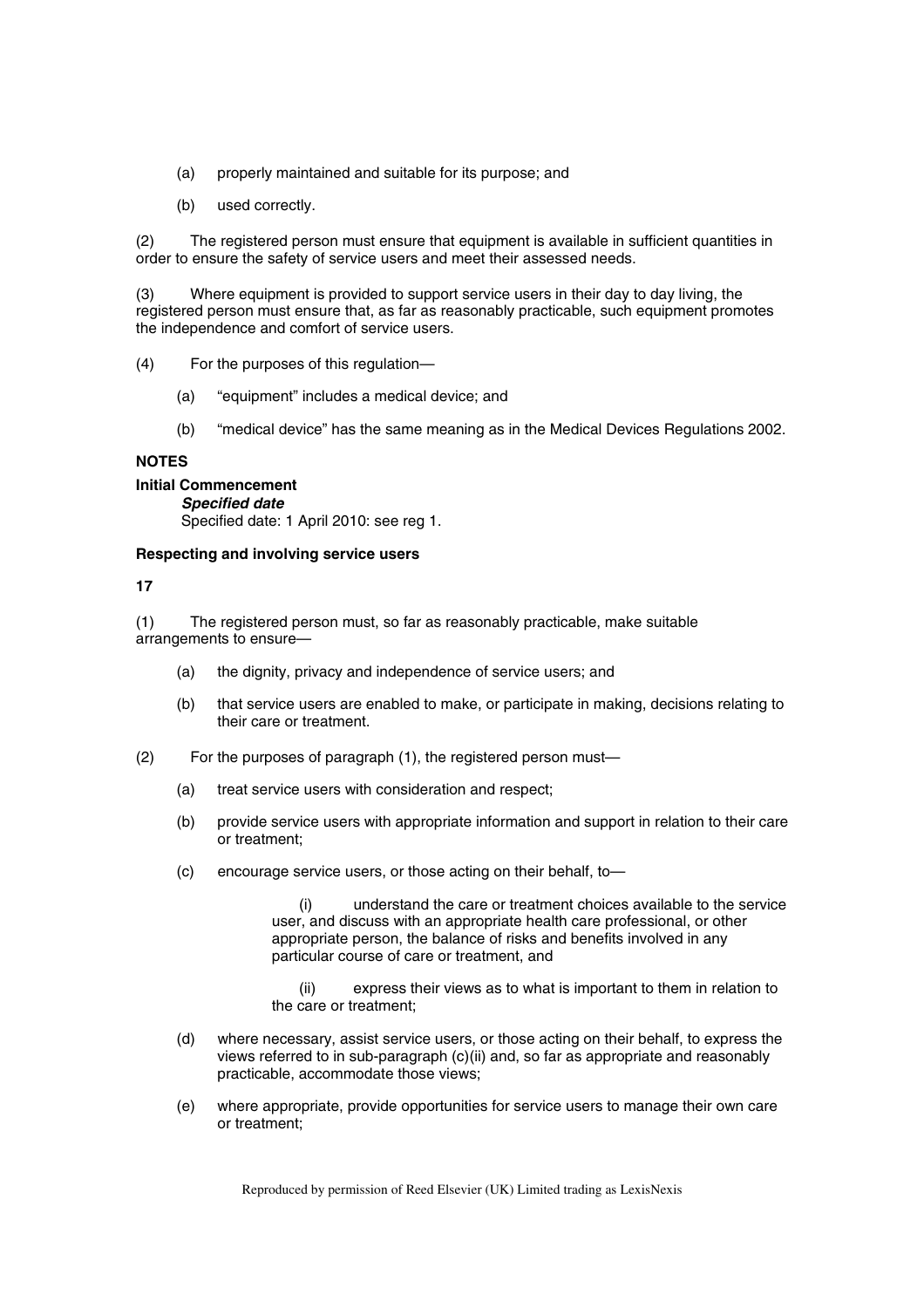(a) properly maintained and suitable for its purpose; and

(b) used correctly.

(2) The registered person must ensure that equipment is available in sufficient quantities in order to ensure the safety of service users and meet their assessed needs.

(3) Where equipment is provided to support service users in their day to day living, the registered person must ensure that, as far as reasonably practicable, such equipment promotes the independence and comfort of service users.

(4) For the purposes of this regulation—

(a) "equipment" includes a medical device; and

(b) "medical device" has the same meaning as in the Medical Devices Regulations 2002.

**NOTES**

**Initial Commencement**

***Specified date***

Specified date: 1 April 2010: see reg 1.

**Respecting and involving service users**

**17**

(1) The registered person must, so far as reasonably practicable, make suitable arrangements to ensure—

(a) the dignity, privacy and independence of service users; and

(b) that service users are enabled to make, or participate in making, decisions relating to their care or treatment.

(2) For the purposes of paragraph (1), the registered person must—

(a) treat service users with consideration and respect;

(b) provide service users with appropriate information and support in relation to their care or treatment;

(c) encourage service users, or those acting on their behalf, to—

(i) understand the care or treatment choices available to the service user, and discuss with an appropriate health care professional, or other appropriate person, the balance of risks and benefits involved in any particular course of care or treatment, and

(ii) express their views as to what is important to them in relation to the care or treatment;

(d) where necessary, assist service users, or those acting on their behalf, to express the views referred to in sub-paragraph (c)(ii) and, so far as appropriate and reasonably practicable, accommodate those views;

(e) where appropriate, provide opportunities for service users to manage their own care or treatment;

Reproduced by permission of Reed Elsevier (UK) Limited trading as LexisNexis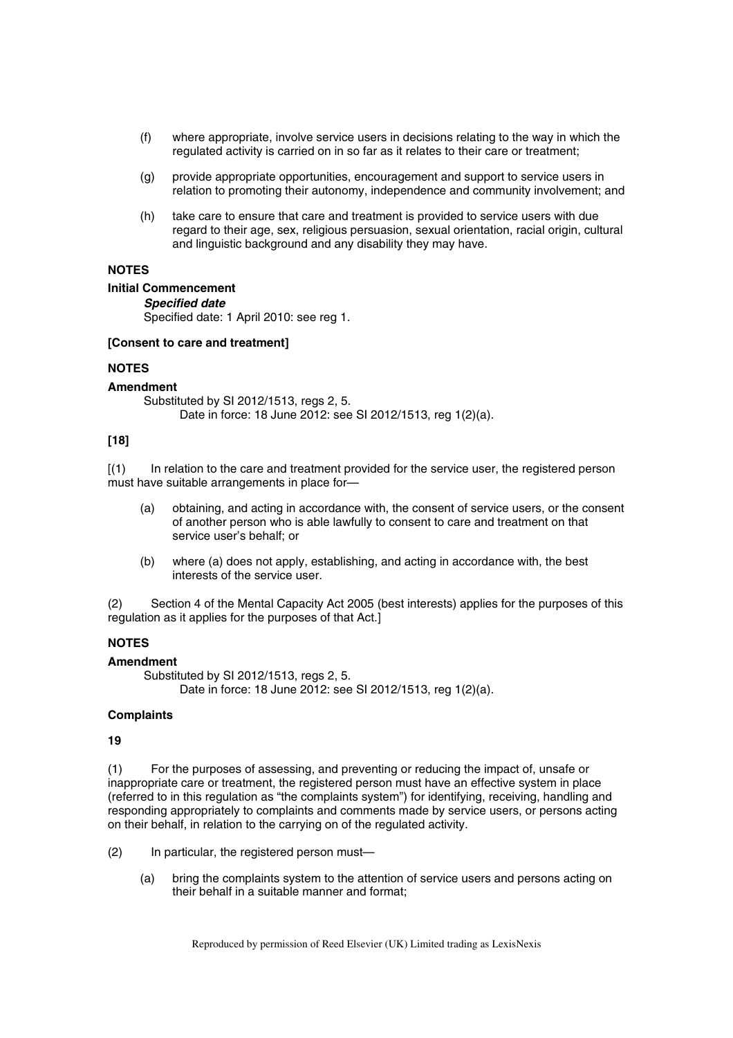(f) where appropriate, involve service users in decisions relating to the way in which the regulated activity is carried on in so far as it relates to their care or treatment;

(g) provide appropriate opportunities, encouragement and support to service users in relation to promoting their autonomy, independence and community involvement; and

(h) take care to ensure that care and treatment is provided to service users with due regard to their age, sex, religious persuasion, sexual orientation, racial origin, cultural and linguistic background and any disability they may have.

**NOTES**

**Initial Commencement**

***Specified date***

Specified date: 1 April 2010: see reg 1.

**[Consent to care and treatment]**

**NOTES**

**Amendment**

Substituted by SI 2012/1513, regs 2, 5.

Date in force: 18 June 2012: see SI 2012/1513, reg 1(2)(a).

**[18]**

[(1) In relation to the care and treatment provided for the service user, the registered person must have suitable arrangements in place for—

(a) obtaining, and acting in accordance with, the consent of service users, or the consent of another person who is able lawfully to consent to care and treatment on that service user's behalf; or

(b) where (a) does not apply, establishing, and acting in accordance with, the best interests of the service user.

(2) Section 4 of the Mental Capacity Act 2005 (best interests) applies for the purposes of this regulation as it applies for the purposes of that Act.]

**NOTES**

**Amendment**

Substituted by SI 2012/1513, regs 2, 5.

Date in force: 18 June 2012: see SI 2012/1513, reg 1(2)(a).

**Complaints**

**19**

(1) For the purposes of assessing, and preventing or reducing the impact of, unsafe or inappropriate care or treatment, the registered person must have an effective system in place (referred to in this regulation as "the complaints system") for identifying, receiving, handling and responding appropriately to complaints and comments made by service users, or persons acting on their behalf, in relation to the carrying on of the regulated activity.

(2) In particular, the registered person must—

(a) bring the complaints system to the attention of service users and persons acting on their behalf in a suitable manner and format;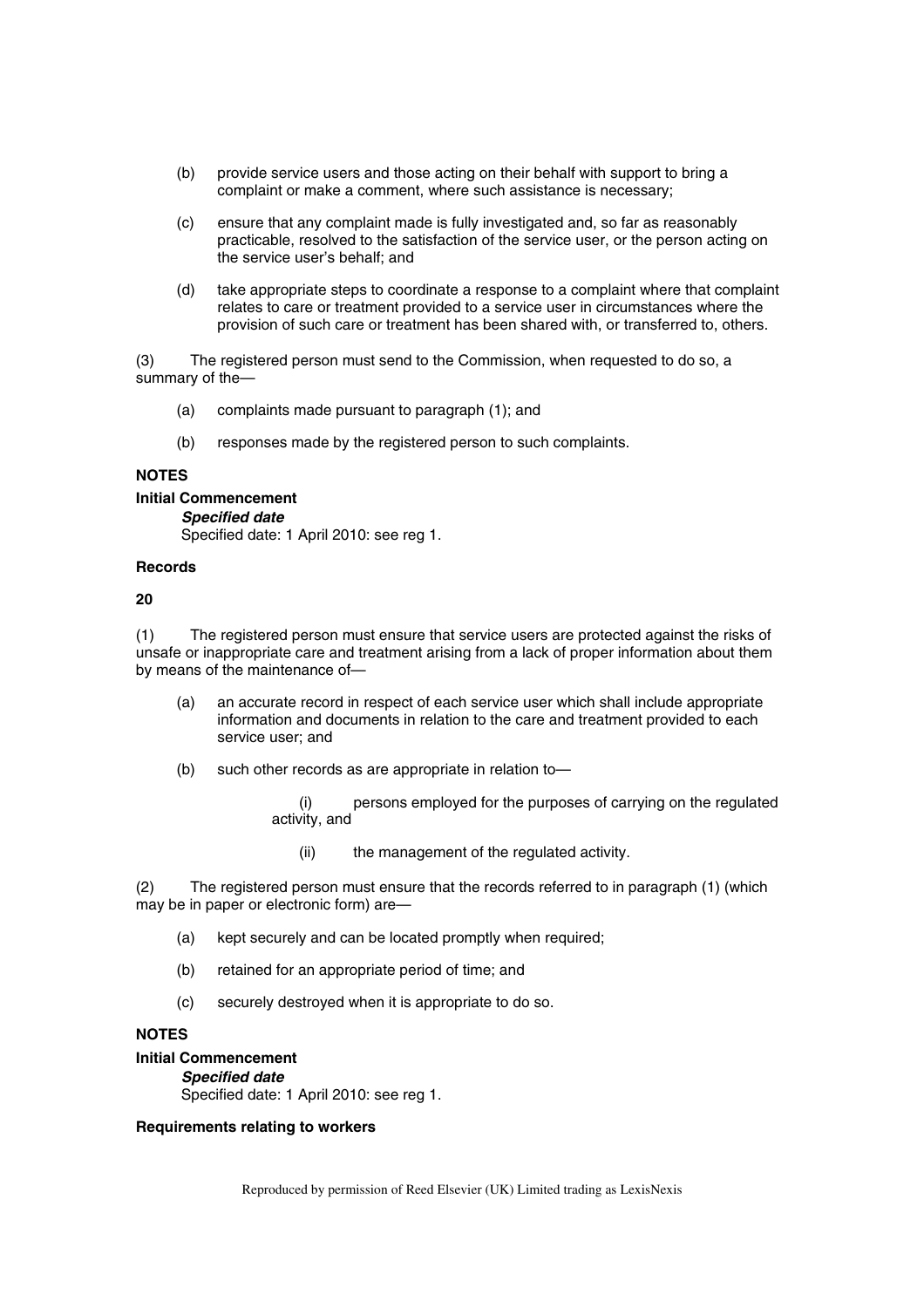(b) provide service users and those acting on their behalf with support to bring a complaint or make a comment, where such assistance is necessary;

(c) ensure that any complaint made is fully investigated and, so far as reasonably practicable, resolved to the satisfaction of the service user, or the person acting on the service user's behalf; and

(d) take appropriate steps to coordinate a response to a complaint where that complaint relates to care or treatment provided to a service user in circumstances where the provision of such care or treatment has been shared with, or transferred to, others.

(3) The registered person must send to the Commission, when requested to do so, a summary of the—

(a) complaints made pursuant to paragraph (1); and

(b) responses made by the registered person to such complaints.

**NOTES**

**Initial Commencement**

***Specified date***

Specified date: 1 April 2010: see reg 1.

**Records**

**20**

(1) The registered person must ensure that service users are protected against the risks of unsafe or inappropriate care and treatment arising from a lack of proper information about them by means of the maintenance of—

(a) an accurate record in respect of each service user which shall include appropriate information and documents in relation to the care and treatment provided to each service user; and

(b) such other records as are appropriate in relation to—

(i) persons employed for the purposes of carrying on the regulated activity, and

(ii) the management of the regulated activity.

(2) The registered person must ensure that the records referred to in paragraph (1) (which may be in paper or electronic form) are—

(a) kept securely and can be located promptly when required;

(b) retained for an appropriate period of time; and

(c) securely destroyed when it is appropriate to do so.

**NOTES**

**Initial Commencement**

***Specified date***

Specified date: 1 April 2010: see reg 1.

**Requirements relating to workers**

Reproduced by permission of Reed Elsevier (UK) Limited trading as LexisNexis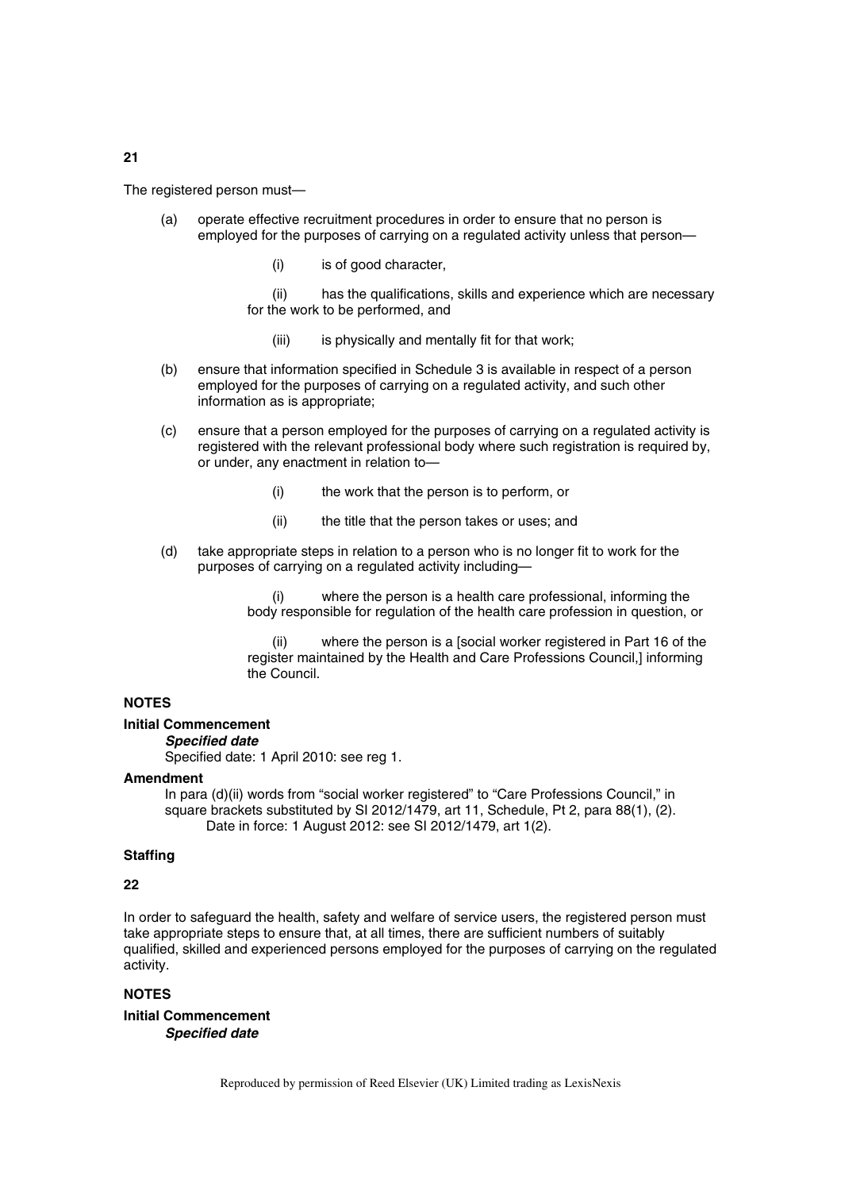**21**

The registered person must—

(a) operate effective recruitment procedures in order to ensure that no person is employed for the purposes of carrying on a regulated activity unless that person—

(i) is of good character,

(ii) has the qualifications, skills and experience which are necessary for the work to be performed, and

(iii) is physically and mentally fit for that work;

(b) ensure that information specified in Schedule 3 is available in respect of a person employed for the purposes of carrying on a regulated activity, and such other information as is appropriate;

(c) ensure that a person employed for the purposes of carrying on a regulated activity is registered with the relevant professional body where such registration is required by, or under, any enactment in relation to—

(i) the work that the person is to perform, or

(ii) the title that the person takes or uses; and

(d) take appropriate steps in relation to a person who is no longer fit to work for the purposes of carrying on a regulated activity including—

(i) where the person is a health care professional, informing the body responsible for regulation of the health care profession in question, or

(ii) where the person is a [social worker registered in Part 16 of the register maintained by the Health and Care Professions Council,] informing the Council.

**NOTES**

**Initial Commencement**

***Specified date***

Specified date: 1 April 2010: see reg 1.

**Amendment**

In para (d)(ii) words from "social worker registered" to "Care Professions Council," in square brackets substituted by SI 2012/1479, art 11, Schedule, Pt 2, para 88(1), (2).
Date in force: 1 August 2012: see SI 2012/1479, art 1(2).

**Staffing**

**22**

In order to safeguard the health, safety and welfare of service users, the registered person must take appropriate steps to ensure that, at all times, there are sufficient numbers of suitably qualified, skilled and experienced persons employed for the purposes of carrying on the regulated activity.

**NOTES**

**Initial Commencement**

***Specified date***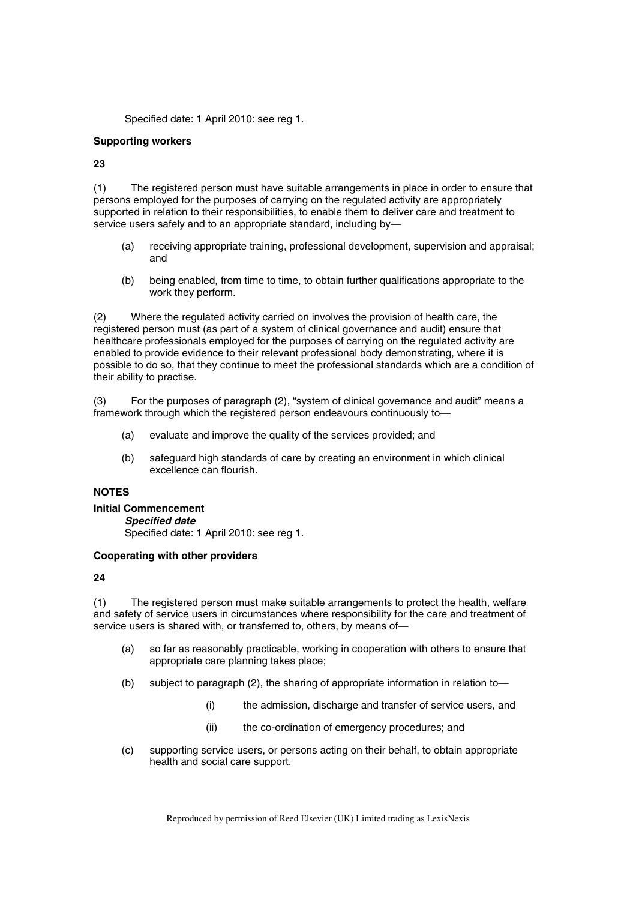Specified date: 1 April 2010: see reg 1.

**Supporting workers**

**23**

(1) The registered person must have suitable arrangements in place in order to ensure that persons employed for the purposes of carrying on the regulated activity are appropriately supported in relation to their responsibilities, to enable them to deliver care and treatment to service users safely and to an appropriate standard, including by—

- (a) receiving appropriate training, professional development, supervision and appraisal; and
- (b) being enabled, from time to time, to obtain further qualifications appropriate to the work they perform.

(2) Where the regulated activity carried on involves the provision of health care, the registered person must (as part of a system of clinical governance and audit) ensure that healthcare professionals employed for the purposes of carrying on the regulated activity are enabled to provide evidence to their relevant professional body demonstrating, where it is possible to do so, that they continue to meet the professional standards which are a condition of their ability to practise.

(3) For the purposes of paragraph (2), "system of clinical governance and audit" means a framework through which the registered person endeavours continuously to—

- (a) evaluate and improve the quality of the services provided; and
- (b) safeguard high standards of care by creating an environment in which clinical excellence can flourish.

**NOTES**

**Initial Commencement**

***Specified date***

Specified date: 1 April 2010: see reg 1.

**Cooperating with other providers**

**24**

(1) The registered person must make suitable arrangements to protect the health, welfare and safety of service users in circumstances where responsibility for the care and treatment of service users is shared with, or transferred to, others, by means of—

- (a) so far as reasonably practicable, working in cooperation with others to ensure that appropriate care planning takes place;
- (b) subject to paragraph (2), the sharing of appropriate information in relation to—
  - (i) the admission, discharge and transfer of service users, and
  - (ii) the co-ordination of emergency procedures; and
- (c) supporting service users, or persons acting on their behalf, to obtain appropriate health and social care support.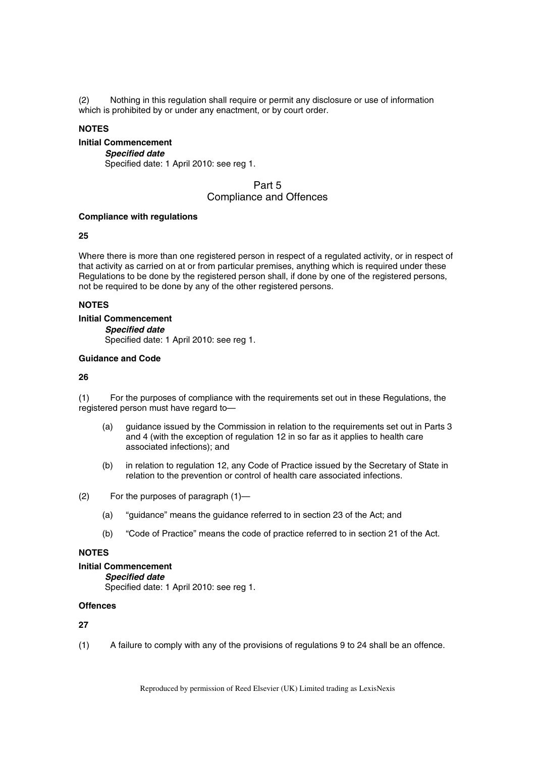(2) Nothing in this regulation shall require or permit any disclosure or use of information which is prohibited by or under any enactment, or by court order.

**NOTES**

**Initial Commencement**

***Specified date***

Specified date: 1 April 2010: see reg 1.

## Part 5
## Compliance and Offences

**Compliance with regulations**

**25**

Where there is more than one registered person in respect of a regulated activity, or in respect of that activity as carried on at or from particular premises, anything which is required under these Regulations to be done by the registered person shall, if done by one of the registered persons, not be required to be done by any of the other registered persons.

**NOTES**

**Initial Commencement**

***Specified date***

Specified date: 1 April 2010: see reg 1.

**Guidance and Code**

**26**

(1) For the purposes of compliance with the requirements set out in these Regulations, the registered person must have regard to—

- (a) guidance issued by the Commission in relation to the requirements set out in Parts 3 and 4 (with the exception of regulation 12 in so far as it applies to health care associated infections); and
- (b) in relation to regulation 12, any Code of Practice issued by the Secretary of State in relation to the prevention or control of health care associated infections.

(2) For the purposes of paragraph (1)—

- (a) "guidance" means the guidance referred to in section 23 of the Act; and
- (b) "Code of Practice" means the code of practice referred to in section 21 of the Act.

**NOTES**

**Initial Commencement**

***Specified date***

Specified date: 1 April 2010: see reg 1.

**Offences**

**27**

(1) A failure to comply with any of the provisions of regulations 9 to 24 shall be an offence.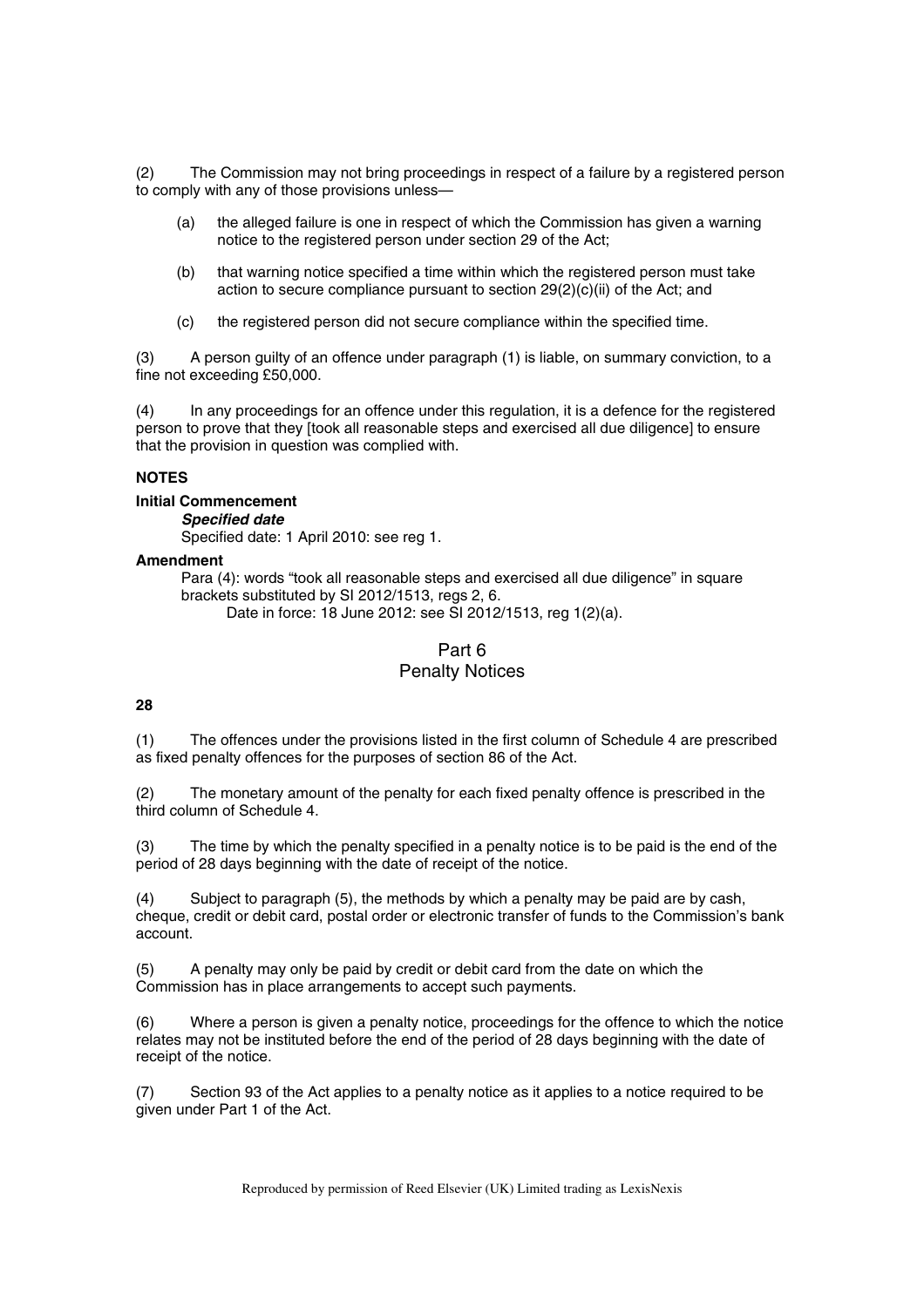(2) The Commission may not bring proceedings in respect of a failure by a registered person to comply with any of those provisions unless—

(a) the alleged failure is one in respect of which the Commission has given a warning notice to the registered person under section 29 of the Act;

(b) that warning notice specified a time within which the registered person must take action to secure compliance pursuant to section 29(2)(c)(ii) of the Act; and

(c) the registered person did not secure compliance within the specified time.

(3) A person guilty of an offence under paragraph (1) is liable, on summary conviction, to a fine not exceeding £50,000.

(4) In any proceedings for an offence under this regulation, it is a defence for the registered person to prove that they [took all reasonable steps and exercised all due diligence] to ensure that the provision in question was complied with.

**NOTES**

**Initial Commencement**

***Specified date***

Specified date: 1 April 2010: see reg 1.

**Amendment**

Para (4): words "took all reasonable steps and exercised all due diligence" in square brackets substituted by SI 2012/1513, regs 2, 6.

Date in force: 18 June 2012: see SI 2012/1513, reg 1(2)(a).

## Part 6
## Penalty Notices

**28**

(1) The offences under the provisions listed in the first column of Schedule 4 are prescribed as fixed penalty offences for the purposes of section 86 of the Act.

(2) The monetary amount of the penalty for each fixed penalty offence is prescribed in the third column of Schedule 4.

(3) The time by which the penalty specified in a penalty notice is to be paid is the end of the period of 28 days beginning with the date of receipt of the notice.

(4) Subject to paragraph (5), the methods by which a penalty may be paid are by cash, cheque, credit or debit card, postal order or electronic transfer of funds to the Commission's bank account.

(5) A penalty may only be paid by credit or debit card from the date on which the Commission has in place arrangements to accept such payments.

(6) Where a person is given a penalty notice, proceedings for the offence to which the notice relates may not be instituted before the end of the period of 28 days beginning with the date of receipt of the notice.

(7) Section 93 of the Act applies to a penalty notice as it applies to a notice required to be given under Part 1 of the Act.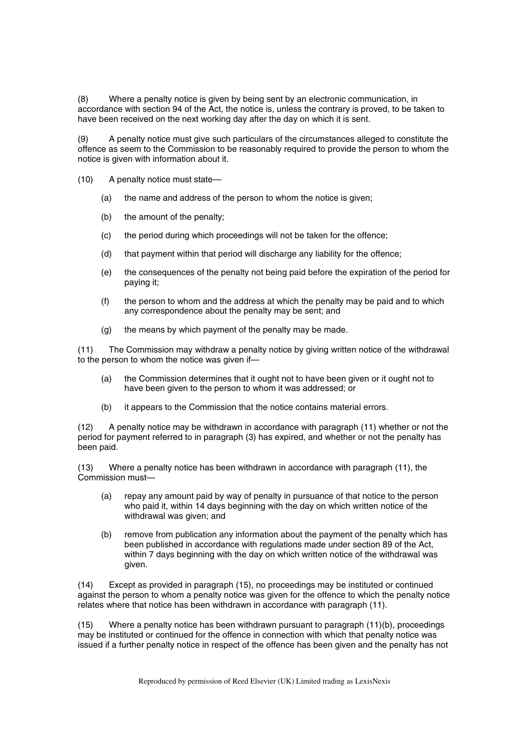(8) Where a penalty notice is given by being sent by an electronic communication, in accordance with section 94 of the Act, the notice is, unless the contrary is proved, to be taken to have been received on the next working day after the day on which it is sent.

(9) A penalty notice must give such particulars of the circumstances alleged to constitute the offence as seem to the Commission to be reasonably required to provide the person to whom the notice is given with information about it.

(10) A penalty notice must state—

- (a) the name and address of the person to whom the notice is given;
- (b) the amount of the penalty;
- (c) the period during which proceedings will not be taken for the offence;
- (d) that payment within that period will discharge any liability for the offence;
- (e) the consequences of the penalty not being paid before the expiration of the period for paying it;
- (f) the person to whom and the address at which the penalty may be paid and to which any correspondence about the penalty may be sent; and
- (g) the means by which payment of the penalty may be made.

(11) The Commission may withdraw a penalty notice by giving written notice of the withdrawal to the person to whom the notice was given if—

- (a) the Commission determines that it ought not to have been given or it ought not to have been given to the person to whom it was addressed; or
- (b) it appears to the Commission that the notice contains material errors.

(12) A penalty notice may be withdrawn in accordance with paragraph (11) whether or not the period for payment referred to in paragraph (3) has expired, and whether or not the penalty has been paid.

(13) Where a penalty notice has been withdrawn in accordance with paragraph (11), the Commission must—

- (a) repay any amount paid by way of penalty in pursuance of that notice to the person who paid it, within 14 days beginning with the day on which written notice of the withdrawal was given; and
- (b) remove from publication any information about the payment of the penalty which has been published in accordance with regulations made under section 89 of the Act, within 7 days beginning with the day on which written notice of the withdrawal was given.

(14) Except as provided in paragraph (15), no proceedings may be instituted or continued against the person to whom a penalty notice was given for the offence to which the penalty notice relates where that notice has been withdrawn in accordance with paragraph (11).

(15) Where a penalty notice has been withdrawn pursuant to paragraph (11)(b), proceedings may be instituted or continued for the offence in connection with which that penalty notice was issued if a further penalty notice in respect of the offence has been given and the penalty has not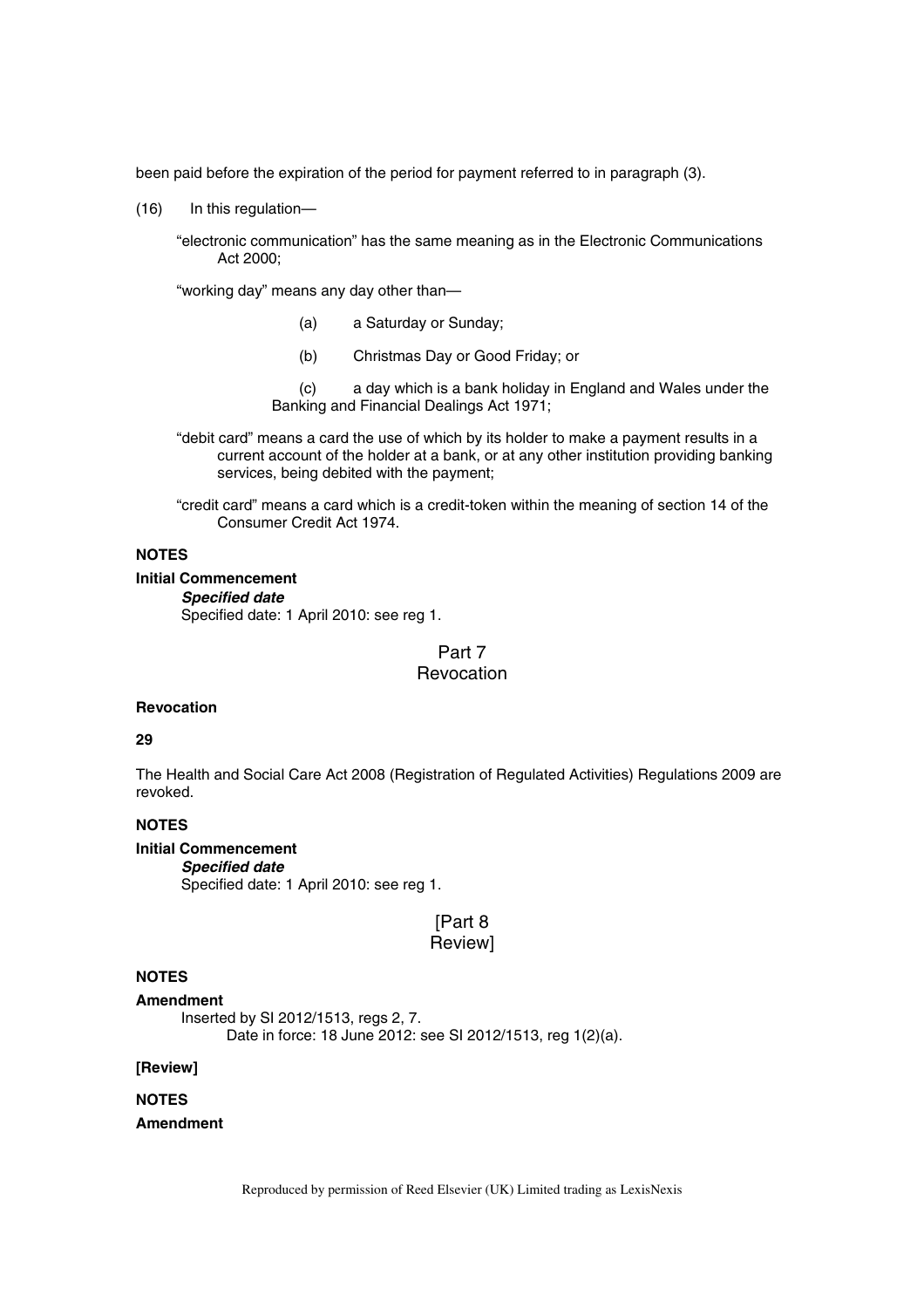been paid before the expiration of the period for payment referred to in paragraph (3).

(16) In this regulation—

"electronic communication" has the same meaning as in the Electronic Communications Act 2000;

"working day" means any day other than—

(a) a Saturday or Sunday;

(b) Christmas Day or Good Friday; or

(c) a day which is a bank holiday in England and Wales under the Banking and Financial Dealings Act 1971;

"debit card" means a card the use of which by its holder to make a payment results in a current account of the holder at a bank, or at any other institution providing banking services, being debited with the payment;

"credit card" means a card which is a credit-token within the meaning of section 14 of the Consumer Credit Act 1974.

**NOTES**

**Initial Commencement**

***Specified date***

Specified date: 1 April 2010: see reg 1.

## Part 7
## Revocation

**Revocation**

**29**

The Health and Social Care Act 2008 (Registration of Regulated Activities) Regulations 2009 are revoked.

**NOTES**

**Initial Commencement**

***Specified date***

Specified date: 1 April 2010: see reg 1.

## [Part 8
## Review]

**NOTES**

**Amendment**

Inserted by SI 2012/1513, regs 2, 7.

Date in force: 18 June 2012: see SI 2012/1513, reg 1(2)(a).

**[Review]**

**NOTES**

**Amendment**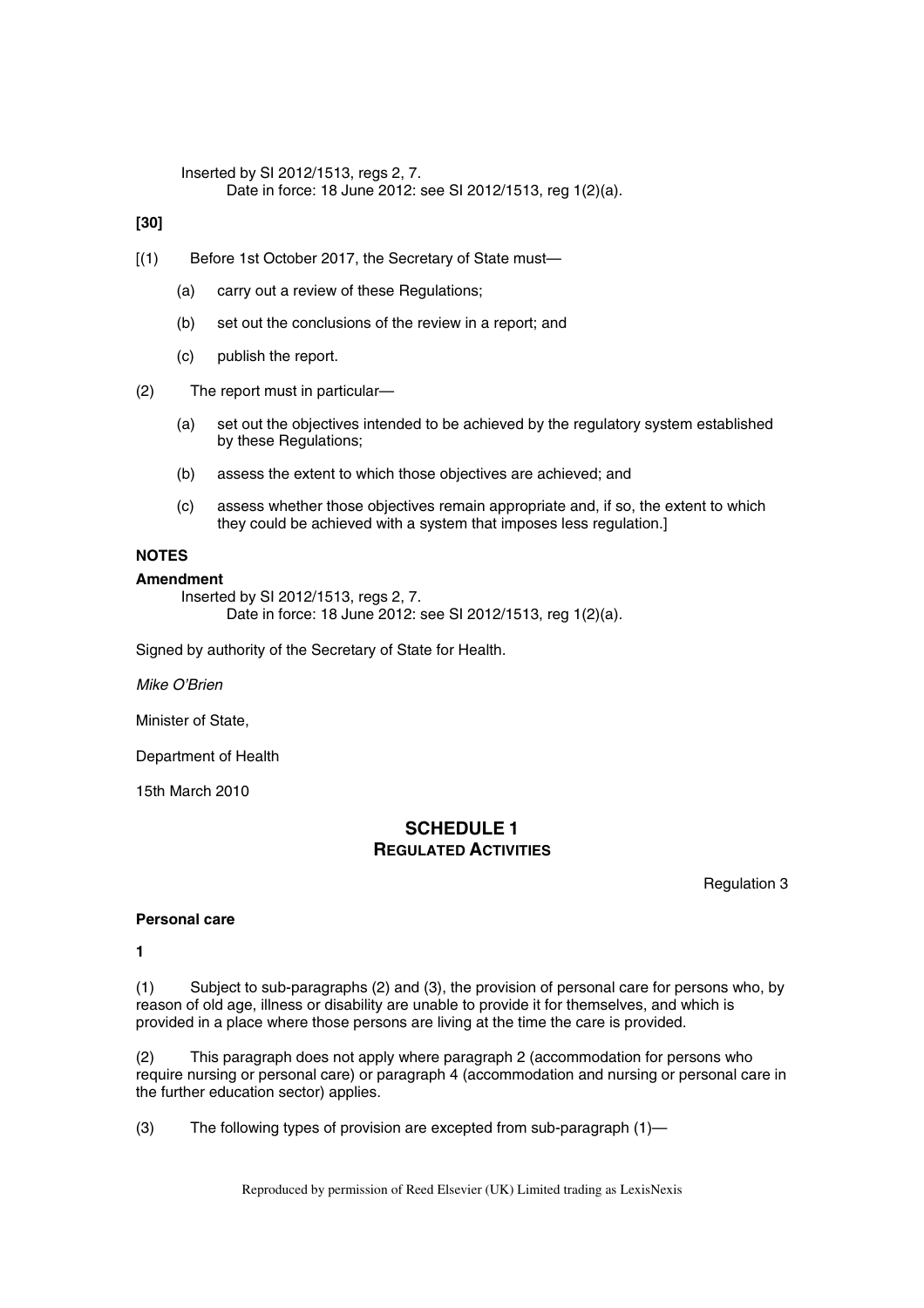Inserted by SI 2012/1513, regs 2, 7.

Date in force: 18 June 2012: see SI 2012/1513, reg 1(2)(a).

**[30]**

[(1) Before 1st October 2017, the Secretary of State must—

(a) carry out a review of these Regulations;

(b) set out the conclusions of the review in a report; and

(c) publish the report.

(2) The report must in particular—

(a) set out the objectives intended to be achieved by the regulatory system established by these Regulations;

(b) assess the extent to which those objectives are achieved; and

(c) assess whether those objectives remain appropriate and, if so, the extent to which they could be achieved with a system that imposes less regulation.]

**NOTES**

**Amendment**

Inserted by SI 2012/1513, regs 2, 7.

Date in force: 18 June 2012: see SI 2012/1513, reg 1(2)(a).

Signed by authority of the Secretary of State for Health.

*Mike O'Brien*

Minister of State,

Department of Health

15th March 2010

## SCHEDULE 1
### REGULATED ACTIVITIES

Regulation 3

**Personal care**

**1**

(1) Subject to sub-paragraphs (2) and (3), the provision of personal care for persons who, by reason of old age, illness or disability are unable to provide it for themselves, and which is provided in a place where those persons are living at the time the care is provided.

(2) This paragraph does not apply where paragraph 2 (accommodation for persons who require nursing or personal care) or paragraph 4 (accommodation and nursing or personal care in the further education sector) applies.

(3) The following types of provision are excepted from sub-paragraph (1)—

Reproduced by permission of Reed Elsevier (UK) Limited trading as LexisNexis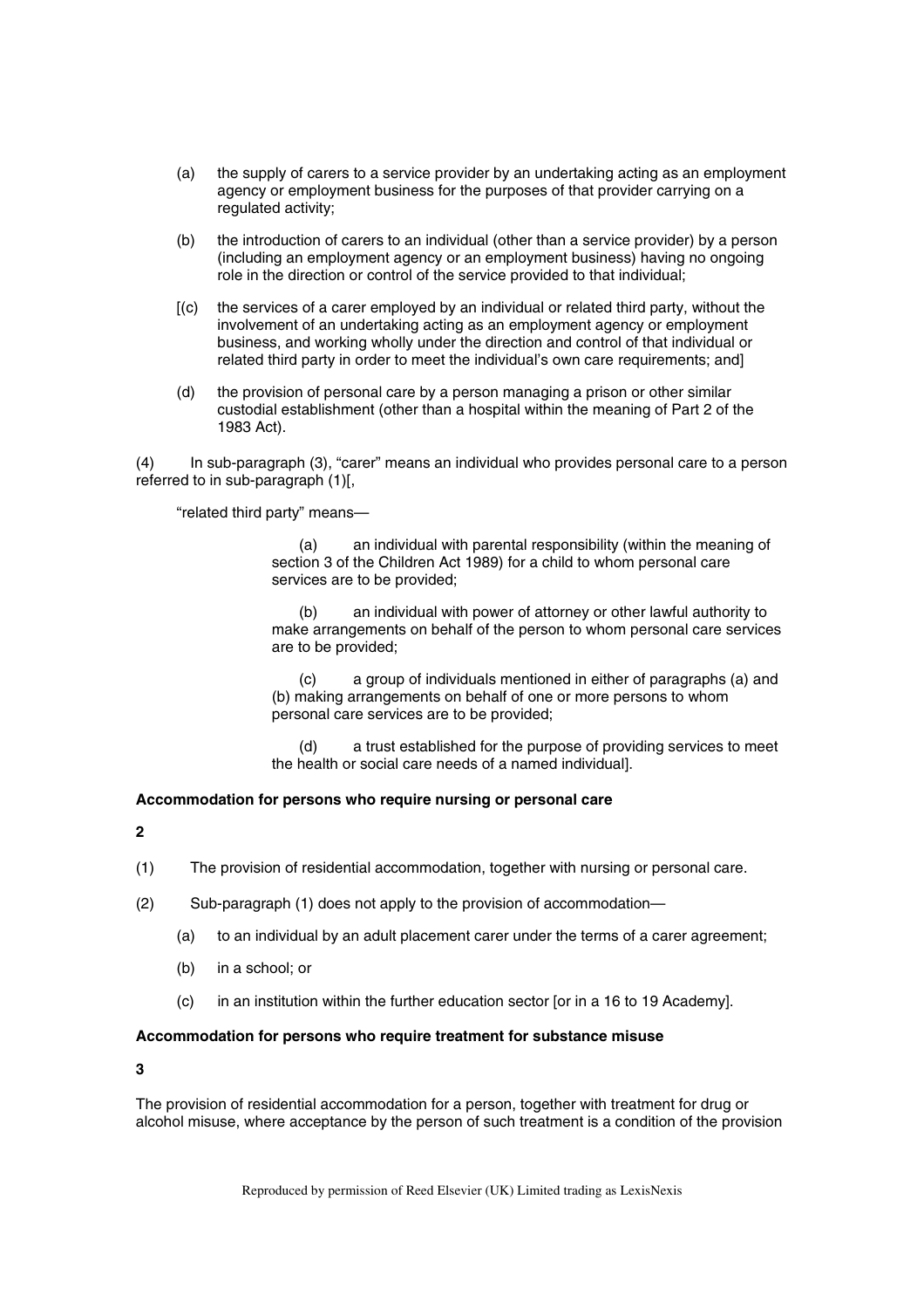(a) the supply of carers to a service provider by an undertaking acting as an employment agency or employment business for the purposes of that provider carrying on a regulated activity;

(b) the introduction of carers to an individual (other than a service provider) by a person (including an employment agency or an employment business) having no ongoing role in the direction or control of the service provided to that individual;

[(c) the services of a carer employed by an individual or related third party, without the involvement of an undertaking acting as an employment agency or employment business, and working wholly under the direction and control of that individual or related third party in order to meet the individual's own care requirements; and]

(d) the provision of personal care by a person managing a prison or other similar custodial establishment (other than a hospital within the meaning of Part 2 of the 1983 Act).

(4) In sub-paragraph (3), "carer" means an individual who provides personal care to a person referred to in sub-paragraph (1)[,

"related third party" means—

(a) an individual with parental responsibility (within the meaning of section 3 of the Children Act 1989) for a child to whom personal care services are to be provided;

(b) an individual with power of attorney or other lawful authority to make arrangements on behalf of the person to whom personal care services are to be provided;

(c) a group of individuals mentioned in either of paragraphs (a) and (b) making arrangements on behalf of one or more persons to whom personal care services are to be provided;

(d) a trust established for the purpose of providing services to meet the health or social care needs of a named individual].

**Accommodation for persons who require nursing or personal care**

**2**

(1) The provision of residential accommodation, together with nursing or personal care.

(2) Sub-paragraph (1) does not apply to the provision of accommodation—

(a) to an individual by an adult placement carer under the terms of a carer agreement;

(b) in a school; or

(c) in an institution within the further education sector [or in a 16 to 19 Academy].

**Accommodation for persons who require treatment for substance misuse**

**3**

The provision of residential accommodation for a person, together with treatment for drug or alcohol misuse, where acceptance by the person of such treatment is a condition of the provision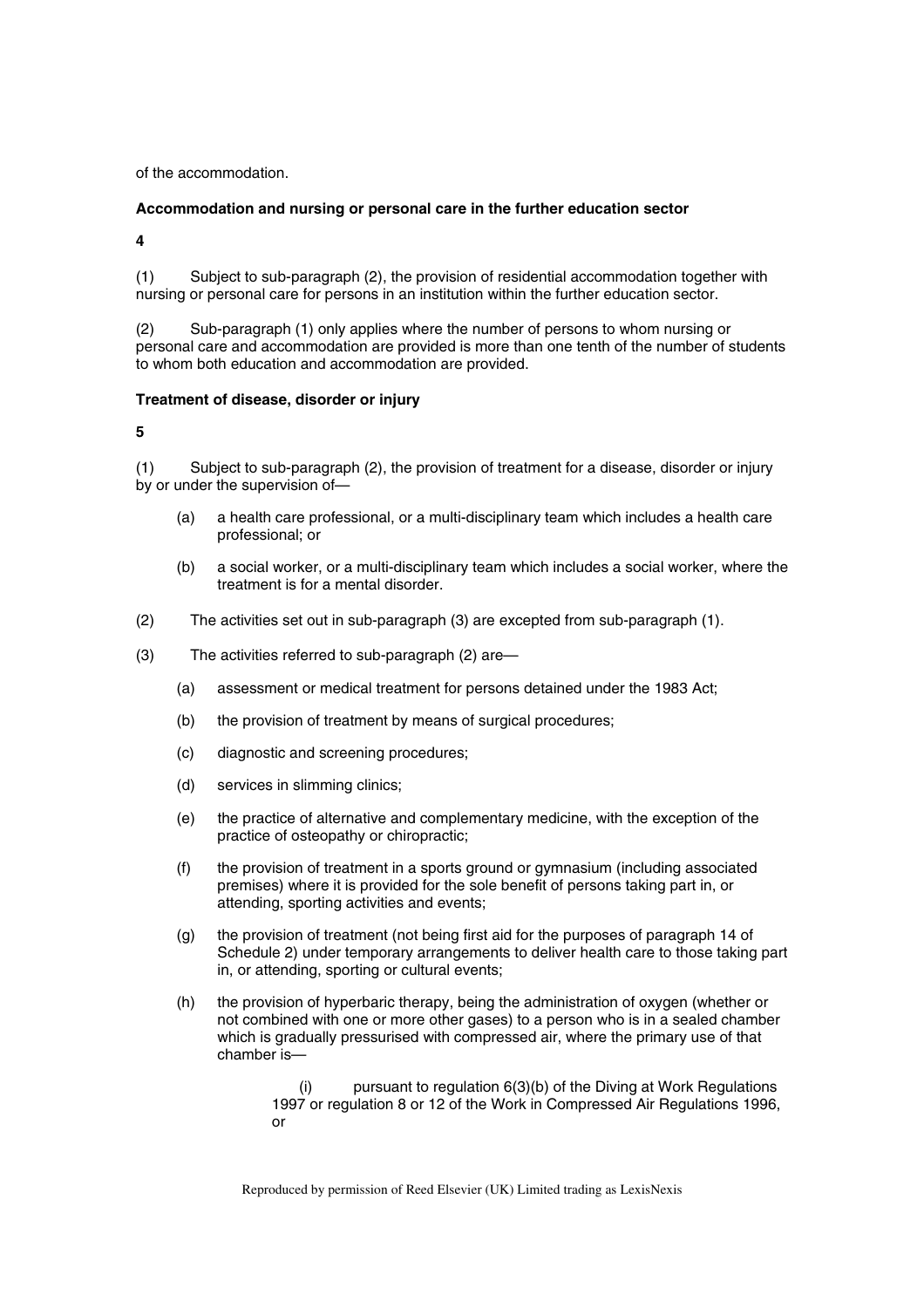of the accommodation.

**Accommodation and nursing or personal care in the further education sector**

**4**

(1) Subject to sub-paragraph (2), the provision of residential accommodation together with nursing or personal care for persons in an institution within the further education sector.

(2) Sub-paragraph (1) only applies where the number of persons to whom nursing or personal care and accommodation are provided is more than one tenth of the number of students to whom both education and accommodation are provided.

**Treatment of disease, disorder or injury**

**5**

(1) Subject to sub-paragraph (2), the provision of treatment for a disease, disorder or injury by or under the supervision of—

(a) a health care professional, or a multi-disciplinary team which includes a health care professional; or

(b) a social worker, or a multi-disciplinary team which includes a social worker, where the treatment is for a mental disorder.

(2) The activities set out in sub-paragraph (3) are excepted from sub-paragraph (1).

(3) The activities referred to sub-paragraph (2) are—

(a) assessment or medical treatment for persons detained under the 1983 Act;

(b) the provision of treatment by means of surgical procedures;

(c) diagnostic and screening procedures;

(d) services in slimming clinics;

(e) the practice of alternative and complementary medicine, with the exception of the practice of osteopathy or chiropractic;

(f) the provision of treatment in a sports ground or gymnasium (including associated premises) where it is provided for the sole benefit of persons taking part in, or attending, sporting activities and events;

(g) the provision of treatment (not being first aid for the purposes of paragraph 14 of Schedule 2) under temporary arrangements to deliver health care to those taking part in, or attending, sporting or cultural events;

(h) the provision of hyperbaric therapy, being the administration of oxygen (whether or not combined with one or more other gases) to a person who is in a sealed chamber which is gradually pressurised with compressed air, where the primary use of that chamber is—

(i) pursuant to regulation 6(3)(b) of the Diving at Work Regulations 1997 or regulation 8 or 12 of the Work in Compressed Air Regulations 1996, or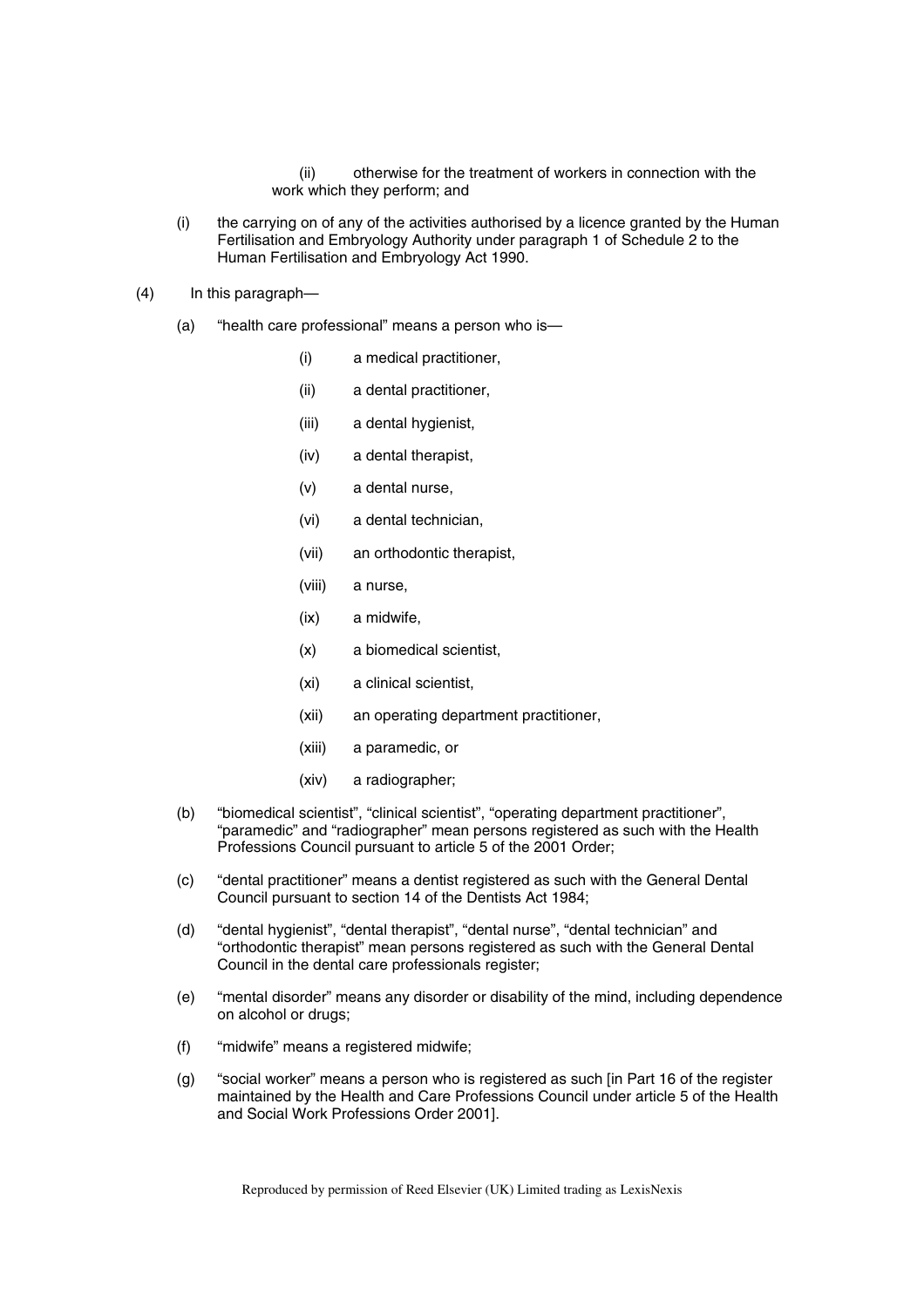(ii) otherwise for the treatment of workers in connection with the work which they perform; and

(i) the carrying on of any of the activities authorised by a licence granted by the Human Fertilisation and Embryology Authority under paragraph 1 of Schedule 2 to the Human Fertilisation and Embryology Act 1990.

(4) In this paragraph—

(a) "health care professional" means a person who is—

(i) a medical practitioner,

(ii) a dental practitioner,

(iii) a dental hygienist,

(iv) a dental therapist,

(v) a dental nurse,

(vi) a dental technician,

(vii) an orthodontic therapist,

(viii) a nurse,

(ix) a midwife,

(x) a biomedical scientist,

(xi) a clinical scientist,

(xii) an operating department practitioner,

(xiii) a paramedic, or

(xiv) a radiographer;

(b) "biomedical scientist", "clinical scientist", "operating department practitioner", "paramedic" and "radiographer" mean persons registered as such with the Health Professions Council pursuant to article 5 of the 2001 Order;

(c) "dental practitioner" means a dentist registered as such with the General Dental Council pursuant to section 14 of the Dentists Act 1984;

(d) "dental hygienist", "dental therapist", "dental nurse", "dental technician" and "orthodontic therapist" mean persons registered as such with the General Dental Council in the dental care professionals register;

(e) "mental disorder" means any disorder or disability of the mind, including dependence on alcohol or drugs;

(f) "midwife" means a registered midwife;

(g) "social worker" means a person who is registered as such [in Part 16 of the register maintained by the Health and Care Professions Council under article 5 of the Health and Social Work Professions Order 2001].

Reproduced by permission of Reed Elsevier (UK) Limited trading as LexisNexis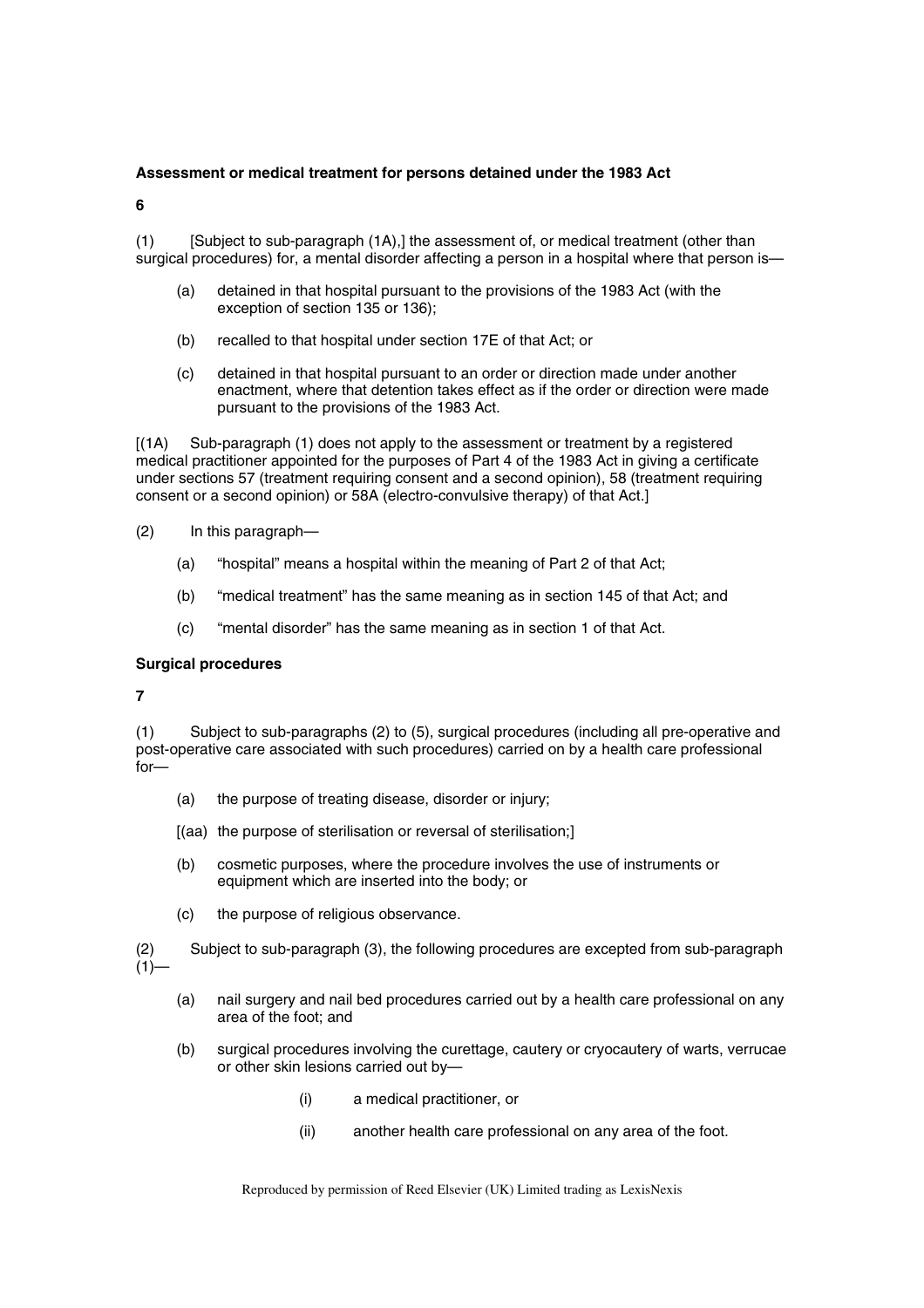**Assessment or medical treatment for persons detained under the 1983 Act**

**6**

(1) [Subject to sub-paragraph (1A),] the assessment of, or medical treatment (other than surgical procedures) for, a mental disorder affecting a person in a hospital where that person is—

(a) detained in that hospital pursuant to the provisions of the 1983 Act (with the exception of section 135 or 136);

(b) recalled to that hospital under section 17E of that Act; or

(c) detained in that hospital pursuant to an order or direction made under another enactment, where that detention takes effect as if the order or direction were made pursuant to the provisions of the 1983 Act.

[(1A) Sub-paragraph (1) does not apply to the assessment or treatment by a registered medical practitioner appointed for the purposes of Part 4 of the 1983 Act in giving a certificate under sections 57 (treatment requiring consent and a second opinion), 58 (treatment requiring consent or a second opinion) or 58A (electro-convulsive therapy) of that Act.]

(2) In this paragraph—

(a) "hospital" means a hospital within the meaning of Part 2 of that Act;

(b) "medical treatment" has the same meaning as in section 145 of that Act; and

(c) "mental disorder" has the same meaning as in section 1 of that Act.

**Surgical procedures**

**7**

(1) Subject to sub-paragraphs (2) to (5), surgical procedures (including all pre-operative and post-operative care associated with such procedures) carried on by a health care professional for—

(a) the purpose of treating disease, disorder or injury;

[(aa) the purpose of sterilisation or reversal of sterilisation;]

(b) cosmetic purposes, where the procedure involves the use of instruments or equipment which are inserted into the body; or

(c) the purpose of religious observance.

(2) Subject to sub-paragraph (3), the following procedures are excepted from sub-paragraph (1)—

(a) nail surgery and nail bed procedures carried out by a health care professional on any area of the foot; and

(b) surgical procedures involving the curettage, cautery or cryocautery of warts, verrucae or other skin lesions carried out by—

(i) a medical practitioner, or

(ii) another health care professional on any area of the foot.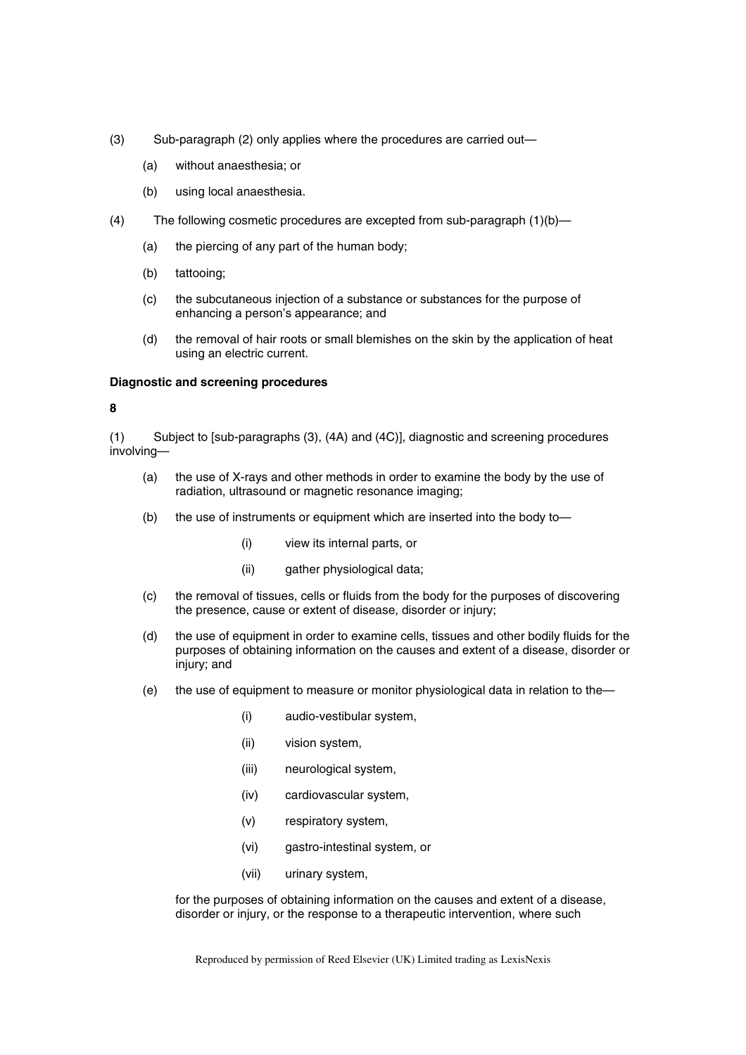(3) Sub-paragraph (2) only applies where the procedures are carried out—

(a) without anaesthesia; or

(b) using local anaesthesia.

(4) The following cosmetic procedures are excepted from sub-paragraph (1)(b)—

(a) the piercing of any part of the human body;

(b) tattooing;

(c) the subcutaneous injection of a substance or substances for the purpose of enhancing a person's appearance; and

(d) the removal of hair roots or small blemishes on the skin by the application of heat using an electric current.

**Diagnostic and screening procedures**

**8**

(1) Subject to [sub-paragraphs (3), (4A) and (4C)], diagnostic and screening procedures involving—

(a) the use of X-rays and other methods in order to examine the body by the use of radiation, ultrasound or magnetic resonance imaging;

(b) the use of instruments or equipment which are inserted into the body to—

(i) view its internal parts, or

(ii) gather physiological data;

(c) the removal of tissues, cells or fluids from the body for the purposes of discovering the presence, cause or extent of disease, disorder or injury;

(d) the use of equipment in order to examine cells, tissues and other bodily fluids for the purposes of obtaining information on the causes and extent of a disease, disorder or injury; and

(e) the use of equipment to measure or monitor physiological data in relation to the—

(i) audio-vestibular system,

(ii) vision system,

(iii) neurological system,

(iv) cardiovascular system,

(v) respiratory system,

(vi) gastro-intestinal system, or

(vii) urinary system,

for the purposes of obtaining information on the causes and extent of a disease, disorder or injury, or the response to a therapeutic intervention, where such

Reproduced by permission of Reed Elsevier (UK) Limited trading as LexisNexis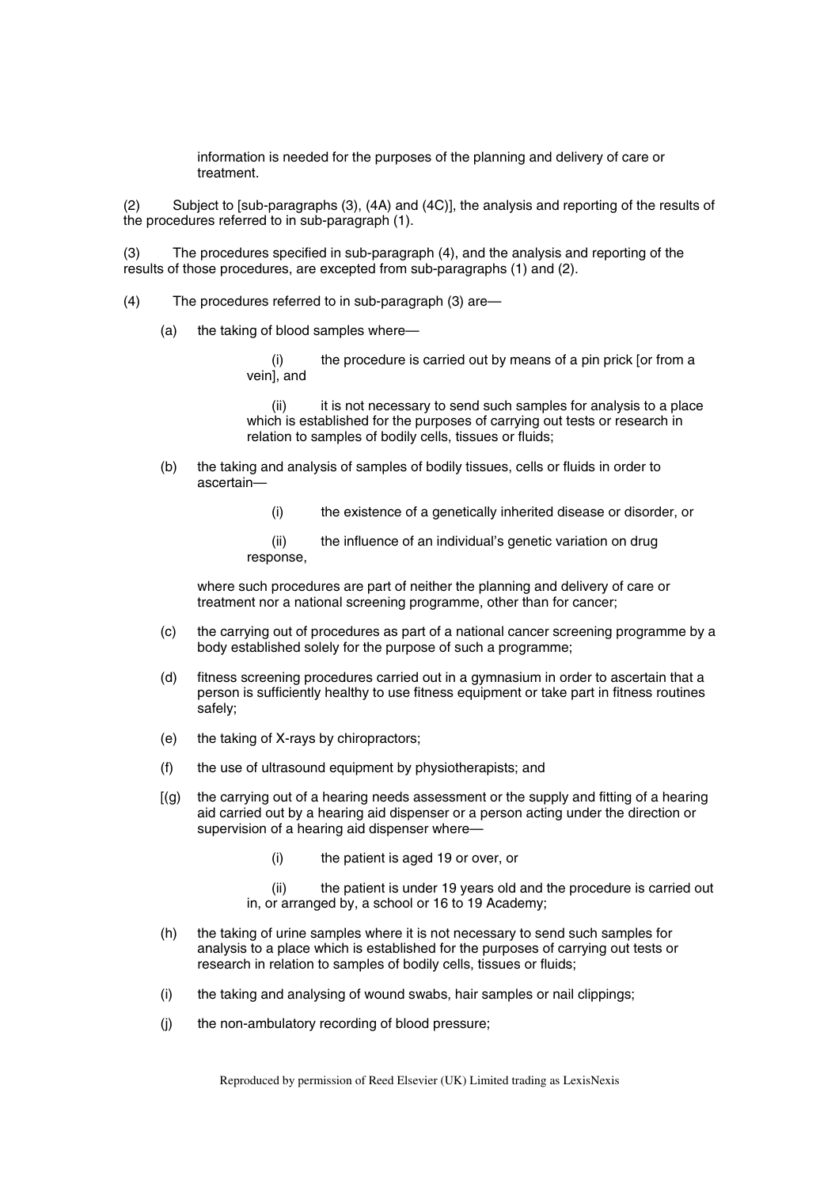information is needed for the purposes of the planning and delivery of care or treatment.

(2) Subject to [sub-paragraphs (3), (4A) and (4C)], the analysis and reporting of the results of the procedures referred to in sub-paragraph (1).

(3) The procedures specified in sub-paragraph (4), and the analysis and reporting of the results of those procedures, are excepted from sub-paragraphs (1) and (2).

(4) The procedures referred to in sub-paragraph (3) are—

(a) the taking of blood samples where—

(i) the procedure is carried out by means of a pin prick [or from a vein], and

(ii) it is not necessary to send such samples for analysis to a place which is established for the purposes of carrying out tests or research in relation to samples of bodily cells, tissues or fluids;

(b) the taking and analysis of samples of bodily tissues, cells or fluids in order to ascertain—

(i) the existence of a genetically inherited disease or disorder, or

(ii) the influence of an individual's genetic variation on drug response,

where such procedures are part of neither the planning and delivery of care or treatment nor a national screening programme, other than for cancer;

(c) the carrying out of procedures as part of a national cancer screening programme by a body established solely for the purpose of such a programme;

(d) fitness screening procedures carried out in a gymnasium in order to ascertain that a person is sufficiently healthy to use fitness equipment or take part in fitness routines safely;

(e) the taking of X-rays by chiropractors;

(f) the use of ultrasound equipment by physiotherapists; and

[(g) the carrying out of a hearing needs assessment or the supply and fitting of a hearing aid carried out by a hearing aid dispenser or a person acting under the direction or supervision of a hearing aid dispenser where—

(i) the patient is aged 19 or over, or

(ii) the patient is under 19 years old and the procedure is carried out in, or arranged by, a school or 16 to 19 Academy;

(h) the taking of urine samples where it is not necessary to send such samples for analysis to a place which is established for the purposes of carrying out tests or research in relation to samples of bodily cells, tissues or fluids;

(i) the taking and analysing of wound swabs, hair samples or nail clippings;

(j) the non-ambulatory recording of blood pressure;

Reproduced by permission of Reed Elsevier (UK) Limited trading as LexisNexis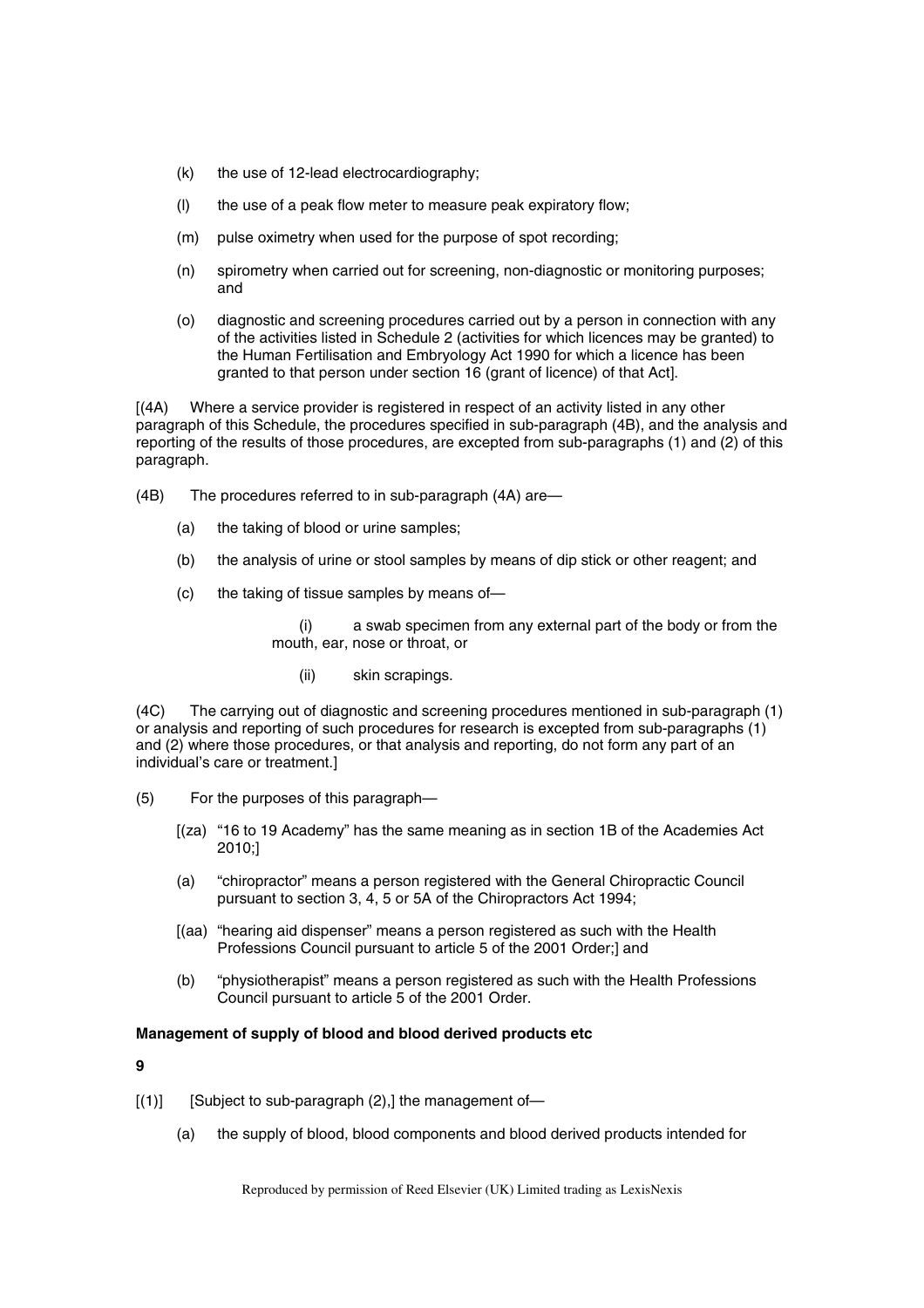(k) the use of 12-lead electrocardiography;

(l) the use of a peak flow meter to measure peak expiratory flow;

(m) pulse oximetry when used for the purpose of spot recording;

(n) spirometry when carried out for screening, non-diagnostic or monitoring purposes; and

(o) diagnostic and screening procedures carried out by a person in connection with any of the activities listed in Schedule 2 (activities for which licences may be granted) to the Human Fertilisation and Embryology Act 1990 for which a licence has been granted to that person under section 16 (grant of licence) of that Act].

[(4A) Where a service provider is registered in respect of an activity listed in any other paragraph of this Schedule, the procedures specified in sub-paragraph (4B), and the analysis and reporting of the results of those procedures, are excepted from sub-paragraphs (1) and (2) of this paragraph.

(4B) The procedures referred to in sub-paragraph (4A) are—

(a) the taking of blood or urine samples;

(b) the analysis of urine or stool samples by means of dip stick or other reagent; and

(c) the taking of tissue samples by means of—

(i) a swab specimen from any external part of the body or from the mouth, ear, nose or throat, or

(ii) skin scrapings.

(4C) The carrying out of diagnostic and screening procedures mentioned in sub-paragraph (1) or analysis and reporting of such procedures for research is excepted from sub-paragraphs (1) and (2) where those procedures, or that analysis and reporting, do not form any part of an individual's care or treatment.]

(5) For the purposes of this paragraph—

[(za) "16 to 19 Academy" has the same meaning as in section 1B of the Academies Act 2010;]

(a) "chiropractor" means a person registered with the General Chiropractic Council pursuant to section 3, 4, 5 or 5A of the Chiropractors Act 1994;

[(aa) "hearing aid dispenser" means a person registered as such with the Health Professions Council pursuant to article 5 of the 2001 Order;] and

(b) "physiotherapist" means a person registered as such with the Health Professions Council pursuant to article 5 of the 2001 Order.

**Management of supply of blood and blood derived products etc**

**9**

[(1)] [Subject to sub-paragraph (2),] the management of—

(a) the supply of blood, blood components and blood derived products intended for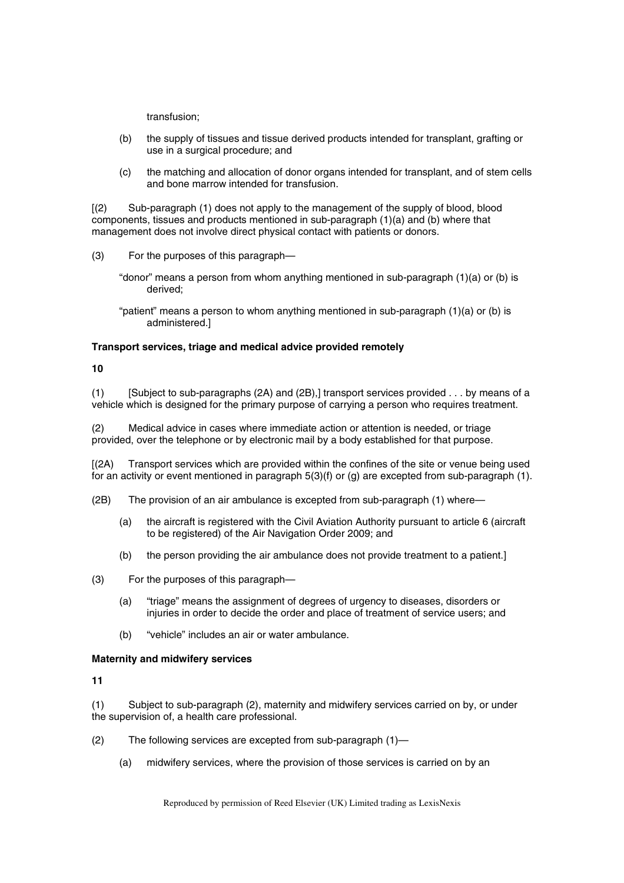transfusion;

(b) the supply of tissues and tissue derived products intended for transplant, grafting or use in a surgical procedure; and

(c) the matching and allocation of donor organs intended for transplant, and of stem cells and bone marrow intended for transfusion.

[(2) Sub-paragraph (1) does not apply to the management of the supply of blood, blood components, tissues and products mentioned in sub-paragraph (1)(a) and (b) where that management does not involve direct physical contact with patients or donors.

(3) For the purposes of this paragraph—

"donor" means a person from whom anything mentioned in sub-paragraph (1)(a) or (b) is derived;

"patient" means a person to whom anything mentioned in sub-paragraph (1)(a) or (b) is administered.]

**Transport services, triage and medical advice provided remotely**

**10**

(1) [Subject to sub-paragraphs (2A) and (2B),] transport services provided . . . by means of a vehicle which is designed for the primary purpose of carrying a person who requires treatment.

(2) Medical advice in cases where immediate action or attention is needed, or triage provided, over the telephone or by electronic mail by a body established for that purpose.

[(2A) Transport services which are provided within the confines of the site or venue being used for an activity or event mentioned in paragraph 5(3)(f) or (g) are excepted from sub-paragraph (1).

(2B) The provision of an air ambulance is excepted from sub-paragraph (1) where—

(a) the aircraft is registered with the Civil Aviation Authority pursuant to article 6 (aircraft to be registered) of the Air Navigation Order 2009; and

(b) the person providing the air ambulance does not provide treatment to a patient.]

(3) For the purposes of this paragraph—

(a) "triage" means the assignment of degrees of urgency to diseases, disorders or injuries in order to decide the order and place of treatment of service users; and

(b) "vehicle" includes an air or water ambulance.

**Maternity and midwifery services**

**11**

(1) Subject to sub-paragraph (2), maternity and midwifery services carried on by, or under the supervision of, a health care professional.

(2) The following services are excepted from sub-paragraph (1)—

(a) midwifery services, where the provision of those services is carried on by an

Reproduced by permission of Reed Elsevier (UK) Limited trading as LexisNexis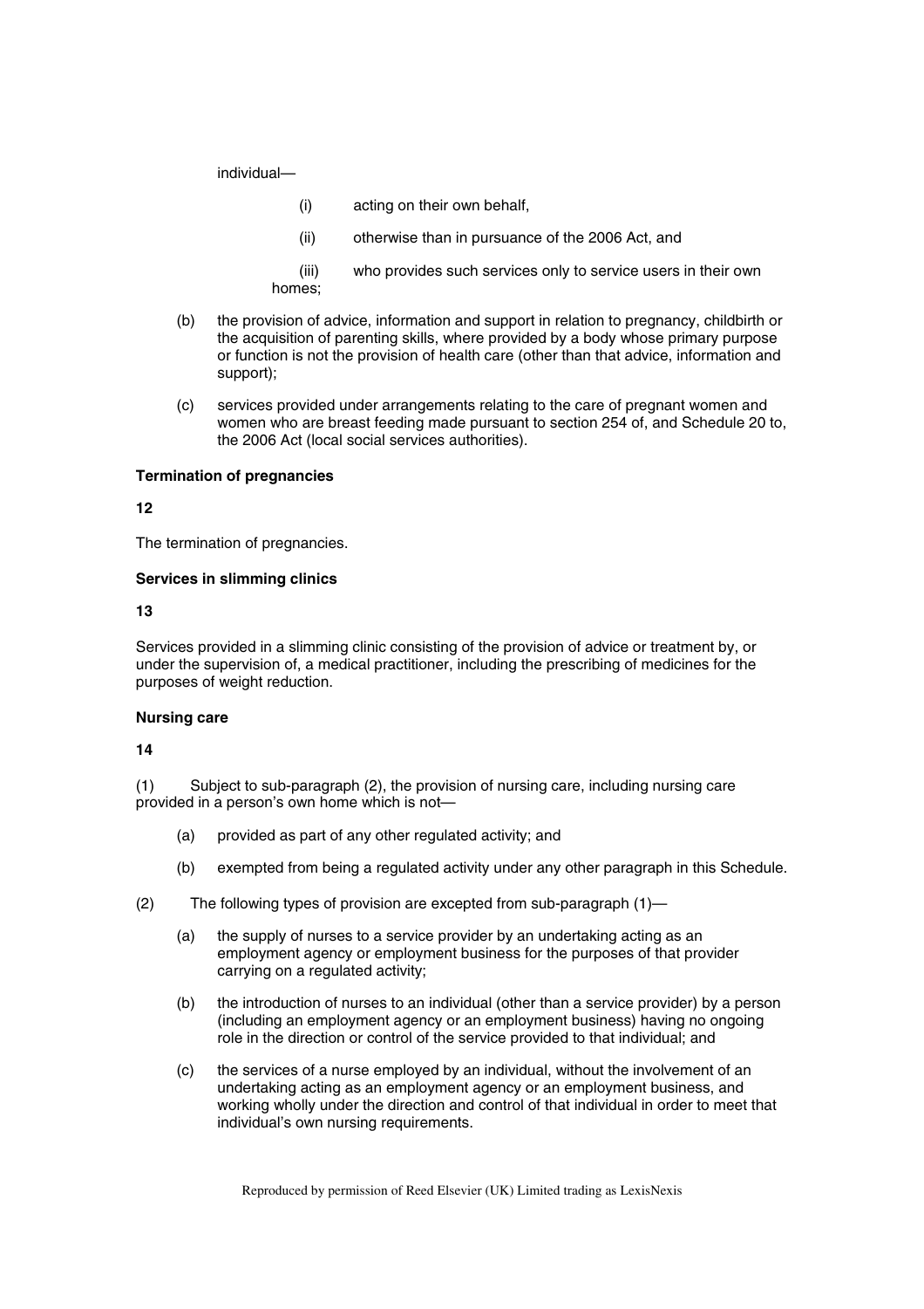individual—

(i) acting on their own behalf,

(ii) otherwise than in pursuance of the 2006 Act, and

(iii) who provides such services only to service users in their own homes;

(b) the provision of advice, information and support in relation to pregnancy, childbirth or the acquisition of parenting skills, where provided by a body whose primary purpose or function is not the provision of health care (other than that advice, information and support);

(c) services provided under arrangements relating to the care of pregnant women and women who are breast feeding made pursuant to section 254 of, and Schedule 20 to, the 2006 Act (local social services authorities).

**Termination of pregnancies**

**12**

The termination of pregnancies.

**Services in slimming clinics**

**13**

Services provided in a slimming clinic consisting of the provision of advice or treatment by, or under the supervision of, a medical practitioner, including the prescribing of medicines for the purposes of weight reduction.

**Nursing care**

**14**

(1) Subject to sub-paragraph (2), the provision of nursing care, including nursing care provided in a person's own home which is not—

(a) provided as part of any other regulated activity; and

(b) exempted from being a regulated activity under any other paragraph in this Schedule.

(2) The following types of provision are excepted from sub-paragraph (1)—

(a) the supply of nurses to a service provider by an undertaking acting as an employment agency or employment business for the purposes of that provider carrying on a regulated activity;

(b) the introduction of nurses to an individual (other than a service provider) by a person (including an employment agency or an employment business) having no ongoing role in the direction or control of the service provided to that individual; and

(c) the services of a nurse employed by an individual, without the involvement of an undertaking acting as an employment agency or an employment business, and working wholly under the direction and control of that individual in order to meet that individual's own nursing requirements.

Reproduced by permission of Reed Elsevier (UK) Limited trading as LexisNexis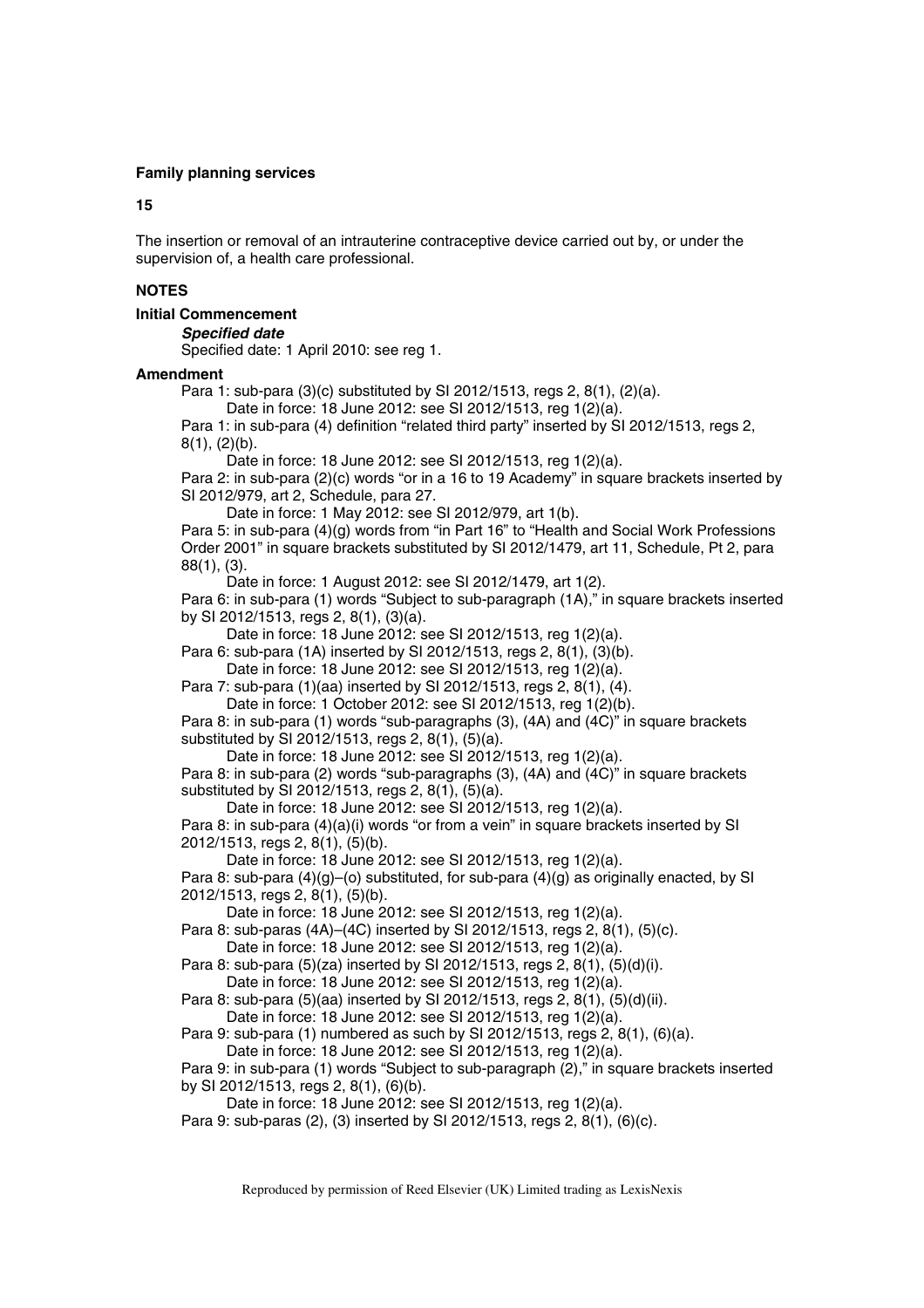**Family planning services**

**15**

The insertion or removal of an intrauterine contraceptive device carried out by, or under the supervision of, a health care professional.

**NOTES**

**Initial Commencement**

***Specified date***

Specified date: 1 April 2010: see reg 1.

**Amendment**

Para 1: sub-para (3)(c) substituted by SI 2012/1513, regs 2, 8(1), (2)(a).
Date in force: 18 June 2012: see SI 2012/1513, reg 1(2)(a).

Para 1: in sub-para (4) definition "related third party" inserted by SI 2012/1513, regs 2, 8(1), (2)(b).
Date in force: 18 June 2012: see SI 2012/1513, reg 1(2)(a).

Para 2: in sub-para (2)(c) words "or in a 16 to 19 Academy" in square brackets inserted by SI 2012/979, art 2, Schedule, para 27.
Date in force: 1 May 2012: see SI 2012/979, art 1(b).

Para 5: in sub-para (4)(g) words from "in Part 16" to "Health and Social Work Professions Order 2001" in square brackets substituted by SI 2012/1479, art 11, Schedule, Pt 2, para 88(1), (3).
Date in force: 1 August 2012: see SI 2012/1479, art 1(2).

Para 6: in sub-para (1) words "Subject to sub-paragraph (1A)," in square brackets inserted by SI 2012/1513, regs 2, 8(1), (3)(a).
Date in force: 18 June 2012: see SI 2012/1513, reg 1(2)(a).

Para 6: sub-para (1A) inserted by SI 2012/1513, regs 2, 8(1), (3)(b).
Date in force: 18 June 2012: see SI 2012/1513, reg 1(2)(a).

Para 7: sub-para (1)(aa) inserted by SI 2012/1513, regs 2, 8(1), (4).
Date in force: 1 October 2012: see SI 2012/1513, reg 1(2)(b).

Para 8: in sub-para (1) words "sub-paragraphs (3), (4A) and (4C)" in square brackets substituted by SI 2012/1513, regs 2, 8(1), (5)(a).
Date in force: 18 June 2012: see SI 2012/1513, reg 1(2)(a).

Para 8: in sub-para (2) words "sub-paragraphs (3), (4A) and (4C)" in square brackets substituted by SI 2012/1513, regs 2, 8(1), (5)(a).
Date in force: 18 June 2012: see SI 2012/1513, reg 1(2)(a).

Para 8: in sub-para (4)(a)(i) words "or from a vein" in square brackets inserted by SI 2012/1513, regs 2, 8(1), (5)(b).
Date in force: 18 June 2012: see SI 2012/1513, reg 1(2)(a).

Para 8: sub-para (4)(g)–(o) substituted, for sub-para (4)(g) as originally enacted, by SI 2012/1513, regs 2, 8(1), (5)(b).
Date in force: 18 June 2012: see SI 2012/1513, reg 1(2)(a).

Para 8: sub-paras (4A)–(4C) inserted by SI 2012/1513, regs 2, 8(1), (5)(c).
Date in force: 18 June 2012: see SI 2012/1513, reg 1(2)(a).

Para 8: sub-para (5)(za) inserted by SI 2012/1513, regs 2, 8(1), (5)(d)(i).
Date in force: 18 June 2012: see SI 2012/1513, reg 1(2)(a).

Para 8: sub-para (5)(aa) inserted by SI 2012/1513, regs 2, 8(1), (5)(d)(ii).
Date in force: 18 June 2012: see SI 2012/1513, reg 1(2)(a).

Para 9: sub-para (1) numbered as such by SI 2012/1513, regs 2, 8(1), (6)(a).
Date in force: 18 June 2012: see SI 2012/1513, reg 1(2)(a).

Para 9: in sub-para (1) words "Subject to sub-paragraph (2)," in square brackets inserted by SI 2012/1513, regs 2, 8(1), (6)(b).
Date in force: 18 June 2012: see SI 2012/1513, reg 1(2)(a).

Para 9: sub-paras (2), (3) inserted by SI 2012/1513, regs 2, 8(1), (6)(c).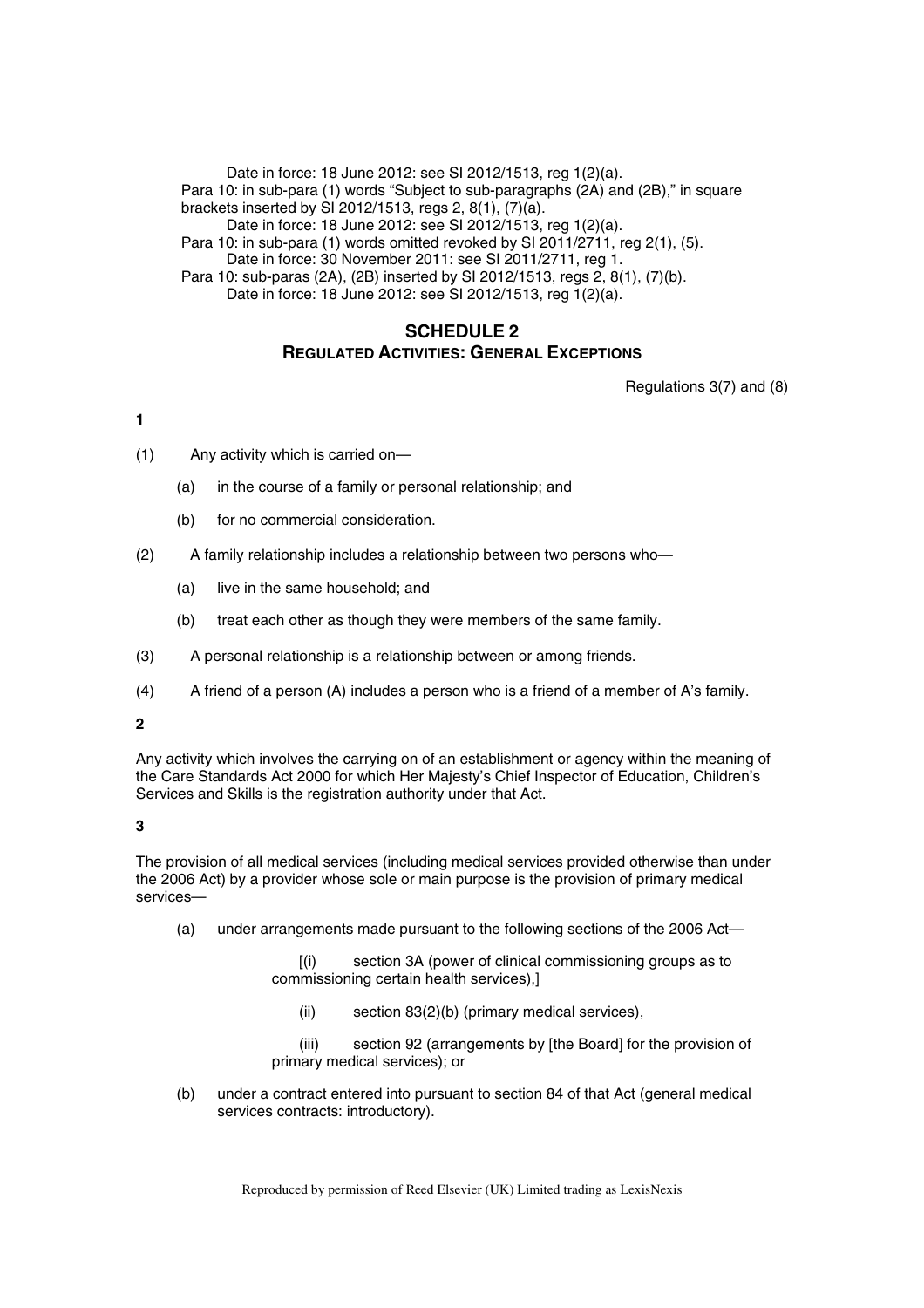Date in force: 18 June 2012: see SI 2012/1513, reg 1(2)(a).

Para 10: in sub-para (1) words "Subject to sub-paragraphs (2A) and (2B)," in square brackets inserted by SI 2012/1513, regs 2, 8(1), (7)(a).

Date in force: 18 June 2012: see SI 2012/1513, reg 1(2)(a).

Para 10: in sub-para (1) words omitted revoked by SI 2011/2711, reg 2(1), (5).

Date in force: 30 November 2011: see SI 2011/2711, reg 1.

Para 10: sub-paras (2A), (2B) inserted by SI 2012/1513, regs 2, 8(1), (7)(b).

Date in force: 18 June 2012: see SI 2012/1513, reg 1(2)(a).

## SCHEDULE 2
## REGULATED ACTIVITIES: GENERAL EXCEPTIONS

Regulations 3(7) and (8)

**1**

(1) Any activity which is carried on—

(a) in the course of a family or personal relationship; and

(b) for no commercial consideration.

(2) A family relationship includes a relationship between two persons who—

(a) live in the same household; and

(b) treat each other as though they were members of the same family.

(3) A personal relationship is a relationship between or among friends.

(4) A friend of a person (A) includes a person who is a friend of a member of A's family.

**2**

Any activity which involves the carrying on of an establishment or agency within the meaning of the Care Standards Act 2000 for which Her Majesty's Chief Inspector of Education, Children's Services and Skills is the registration authority under that Act.

**3**

The provision of all medical services (including medical services provided otherwise than under the 2006 Act) by a provider whose sole or main purpose is the provision of primary medical services—

(a) under arrangements made pursuant to the following sections of the 2006 Act—

[(i) section 3A (power of clinical commissioning groups as to commissioning certain health services),]

(ii) section 83(2)(b) (primary medical services),

(iii) section 92 (arrangements by [the Board] for the provision of primary medical services); or

(b) under a contract entered into pursuant to section 84 of that Act (general medical services contracts: introductory).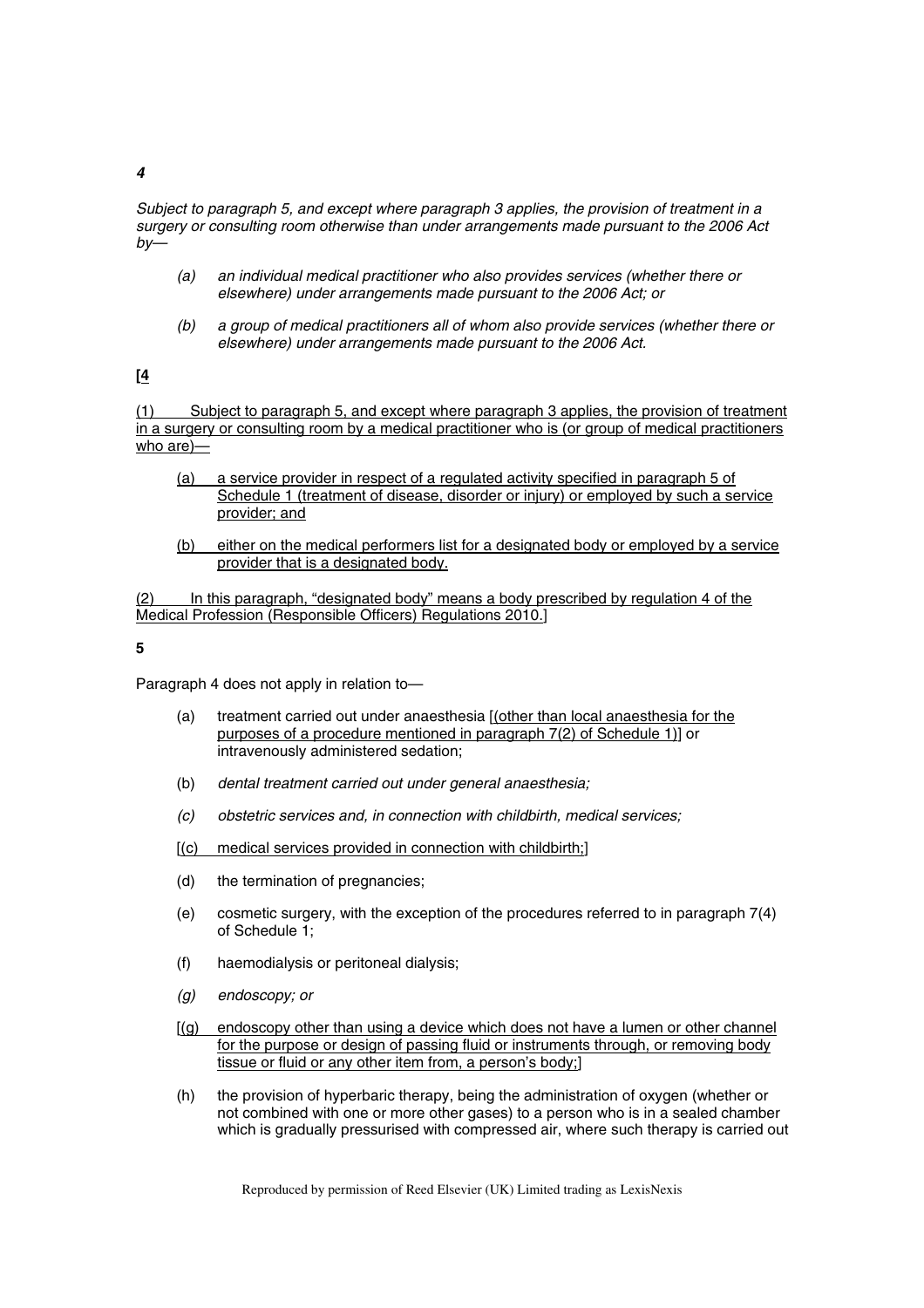***4***

*Subject to paragraph 5, and except where paragraph 3 applies, the provision of treatment in a surgery or consulting room otherwise than under arrangements made pursuant to the 2006 Act by—*

- *(a) an individual medical practitioner who also provides services (whether there or elsewhere) under arrangements made pursuant to the 2006 Act; or*
- *(b) a group of medical practitioners all of whom also provide services (whether there or elsewhere) under arrangements made pursuant to the 2006 Act.*

**[4**

(1) Subject to paragraph 5, and except where paragraph 3 applies, the provision of treatment in a surgery or consulting room by a medical practitioner who is (or group of medical practitioners who are)—

- (a) a service provider in respect of a regulated activity specified in paragraph 5 of Schedule 1 (treatment of disease, disorder or injury) or employed by such a service provider; and
- (b) either on the medical performers list for a designated body or employed by a service provider that is a designated body.

(2) In this paragraph, "designated body" means a body prescribed by regulation 4 of the Medical Profession (Responsible Officers) Regulations 2010.]

**5**

Paragraph 4 does not apply in relation to—

- (a) treatment carried out under anaesthesia [(other than local anaesthesia for the purposes of a procedure mentioned in paragraph 7(2) of Schedule 1)] or intravenously administered sedation;
- (b) *dental treatment carried out under general anaesthesia;*
- *(c) obstetric services and, in connection with childbirth, medical services;*
- [(c) medical services provided in connection with childbirth;]
- (d) the termination of pregnancies;
- (e) cosmetic surgery, with the exception of the procedures referred to in paragraph 7(4) of Schedule 1;
- (f) haemodialysis or peritoneal dialysis;
- *(g) endoscopy; or*
- [(g) endoscopy other than using a device which does not have a lumen or other channel for the purpose or design of passing fluid or instruments through, or removing body tissue or fluid or any other item from, a person's body;]
- (h) the provision of hyperbaric therapy, being the administration of oxygen (whether or not combined with one or more other gases) to a person who is in a sealed chamber which is gradually pressurised with compressed air, where such therapy is carried out

Reproduced by permission of Reed Elsevier (UK) Limited trading as LexisNexis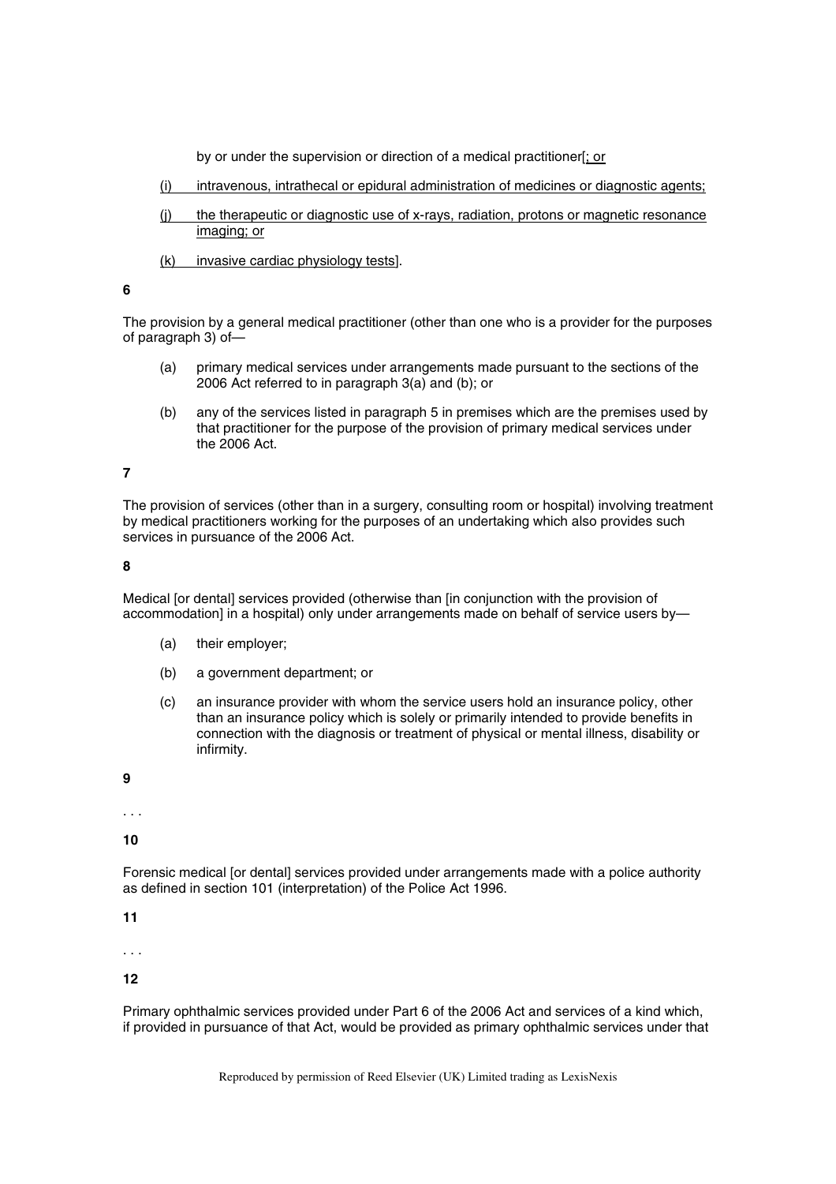by or under the supervision or direction of a medical practitioner[; or

(i) intravenous, intrathecal or epidural administration of medicines or diagnostic agents;

(j) the therapeutic or diagnostic use of x-rays, radiation, protons or magnetic resonance imaging; or

(k) invasive cardiac physiology tests].

**6**

The provision by a general medical practitioner (other than one who is a provider for the purposes of paragraph 3) of—

(a) primary medical services under arrangements made pursuant to the sections of the 2006 Act referred to in paragraph 3(a) and (b); or

(b) any of the services listed in paragraph 5 in premises which are the premises used by that practitioner for the purpose of the provision of primary medical services under the 2006 Act.

**7**

The provision of services (other than in a surgery, consulting room or hospital) involving treatment by medical practitioners working for the purposes of an undertaking which also provides such services in pursuance of the 2006 Act.

**8**

Medical [or dental] services provided (otherwise than [in conjunction with the provision of accommodation] in a hospital) only under arrangements made on behalf of service users by—

(a) their employer;

(b) a government department; or

(c) an insurance provider with whom the service users hold an insurance policy, other than an insurance policy which is solely or primarily intended to provide benefits in connection with the diagnosis or treatment of physical or mental illness, disability or infirmity.

**9**

. . .

**10**

Forensic medical [or dental] services provided under arrangements made with a police authority as defined in section 101 (interpretation) of the Police Act 1996.

**11**

. . .

**12**

Primary ophthalmic services provided under Part 6 of the 2006 Act and services of a kind which, if provided in pursuance of that Act, would be provided as primary ophthalmic services under that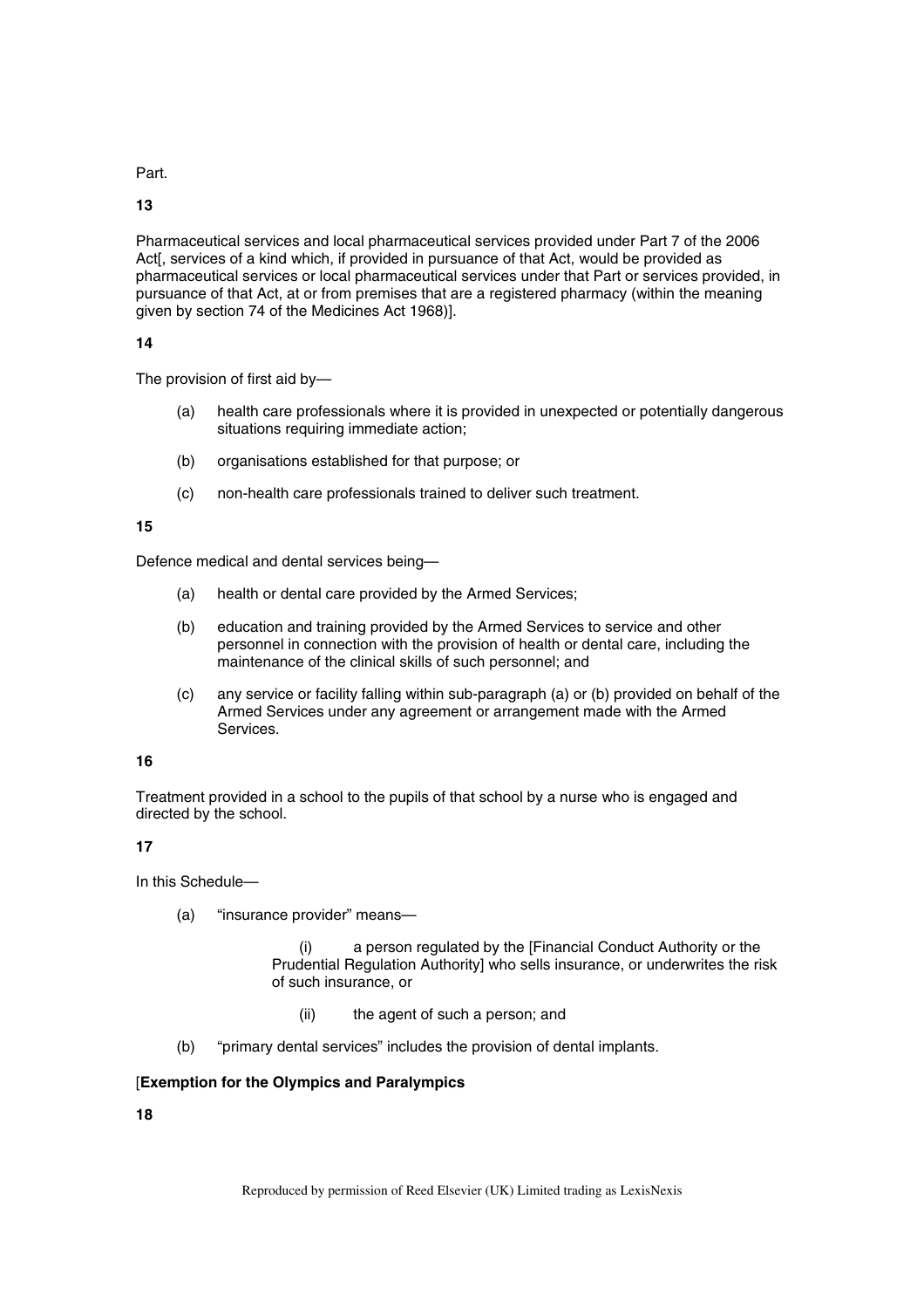Part.

**13**

Pharmaceutical services and local pharmaceutical services provided under Part 7 of the 2006 Act[, services of a kind which, if provided in pursuance of that Act, would be provided as pharmaceutical services or local pharmaceutical services under that Part or services provided, in pursuance of that Act, at or from premises that are a registered pharmacy (within the meaning given by section 74 of the Medicines Act 1968)].

**14**

The provision of first aid by—

(a) health care professionals where it is provided in unexpected or potentially dangerous situations requiring immediate action;

(b) organisations established for that purpose; or

(c) non-health care professionals trained to deliver such treatment.

**15**

Defence medical and dental services being—

(a) health or dental care provided by the Armed Services;

(b) education and training provided by the Armed Services to service and other personnel in connection with the provision of health or dental care, including the maintenance of the clinical skills of such personnel; and

(c) any service or facility falling within sub-paragraph (a) or (b) provided on behalf of the Armed Services under any agreement or arrangement made with the Armed Services.

**16**

Treatment provided in a school to the pupils of that school by a nurse who is engaged and directed by the school.

**17**

In this Schedule—

(a) "insurance provider" means—

    (i) a person regulated by the [Financial Conduct Authority or the Prudential Regulation Authority] who sells insurance, or underwrites the risk of such insurance, or

    (ii) the agent of such a person; and

(b) "primary dental services" includes the provision of dental implants.

[**Exemption for the Olympics and Paralympics**

**18**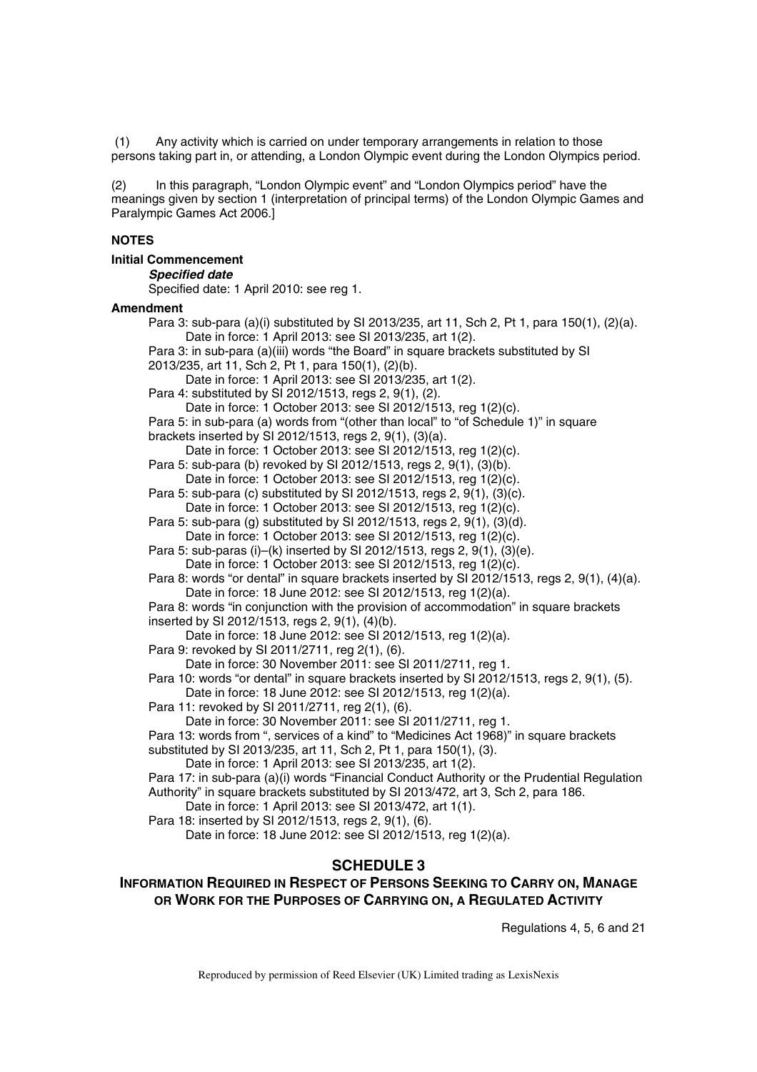(1) Any activity which is carried on under temporary arrangements in relation to those persons taking part in, or attending, a London Olympic event during the London Olympics period.

(2) In this paragraph, "London Olympic event" and "London Olympics period" have the meanings given by section 1 (interpretation of principal terms) of the London Olympic Games and Paralympic Games Act 2006.]

**NOTES**

**Initial Commencement**

***Specified date***

Specified date: 1 April 2010: see reg 1.

**Amendment**

Para 3: sub-para (a)(i) substituted by SI 2013/235, art 11, Sch 2, Pt 1, para 150(1), (2)(a).
Date in force: 1 April 2013: see SI 2013/235, art 1(2).

Para 3: in sub-para (a)(iii) words "the Board" in square brackets substituted by SI 2013/235, art 11, Sch 2, Pt 1, para 150(1), (2)(b).
Date in force: 1 April 2013: see SI 2013/235, art 1(2).

Para 4: substituted by SI 2012/1513, regs 2, 9(1), (2).
Date in force: 1 October 2013: see SI 2012/1513, reg 1(2)(c).

Para 5: in sub-para (a) words from "(other than local" to "of Schedule 1)" in square brackets inserted by SI 2012/1513, regs 2, 9(1), (3)(a).
Date in force: 1 October 2013: see SI 2012/1513, reg 1(2)(c).

Para 5: sub-para (b) revoked by SI 2012/1513, regs 2, 9(1), (3)(b).
Date in force: 1 October 2013: see SI 2012/1513, reg 1(2)(c).

Para 5: sub-para (c) substituted by SI 2012/1513, regs 2, 9(1), (3)(c).
Date in force: 1 October 2013: see SI 2012/1513, reg 1(2)(c).

Para 5: sub-para (g) substituted by SI 2012/1513, regs 2, 9(1), (3)(d).
Date in force: 1 October 2013: see SI 2012/1513, reg 1(2)(c).

Para 5: sub-paras (i)–(k) inserted by SI 2012/1513, regs 2, 9(1), (3)(e).
Date in force: 1 October 2013: see SI 2012/1513, reg 1(2)(c).

Para 8: words "or dental" in square brackets inserted by SI 2012/1513, regs 2, 9(1), (4)(a).
Date in force: 18 June 2012: see SI 2012/1513, reg 1(2)(a).

Para 8: words "in conjunction with the provision of accommodation" in square brackets inserted by SI 2012/1513, regs 2, 9(1), (4)(b).
Date in force: 18 June 2012: see SI 2012/1513, reg 1(2)(a).

Para 9: revoked by SI 2011/2711, reg 2(1), (6).
Date in force: 30 November 2011: see SI 2011/2711, reg 1.

Para 10: words "or dental" in square brackets inserted by SI 2012/1513, regs 2, 9(1), (5).
Date in force: 18 June 2012: see SI 2012/1513, reg 1(2)(a).

Para 11: revoked by SI 2011/2711, reg 2(1), (6).
Date in force: 30 November 2011: see SI 2011/2711, reg 1.

Para 13: words from ", services of a kind" to "Medicines Act 1968)" in square brackets substituted by SI 2013/235, art 11, Sch 2, Pt 1, para 150(1), (3).
Date in force: 1 April 2013: see SI 2013/235, art 1(2).

Para 17: in sub-para (a)(i) words "Financial Conduct Authority or the Prudential Regulation Authority" in square brackets substituted by SI 2013/472, art 3, Sch 2, para 186.
Date in force: 1 April 2013: see SI 2013/472, art 1(1).

Para 18: inserted by SI 2012/1513, regs 2, 9(1), (6).
Date in force: 18 June 2012: see SI 2012/1513, reg 1(2)(a).

## SCHEDULE 3

### INFORMATION REQUIRED IN RESPECT OF PERSONS SEEKING TO CARRY ON, MANAGE OR WORK FOR THE PURPOSES OF CARRYING ON, A REGULATED ACTIVITY

Regulations 4, 5, 6 and 21

Reproduced by permission of Reed Elsevier (UK) Limited trading as LexisNexis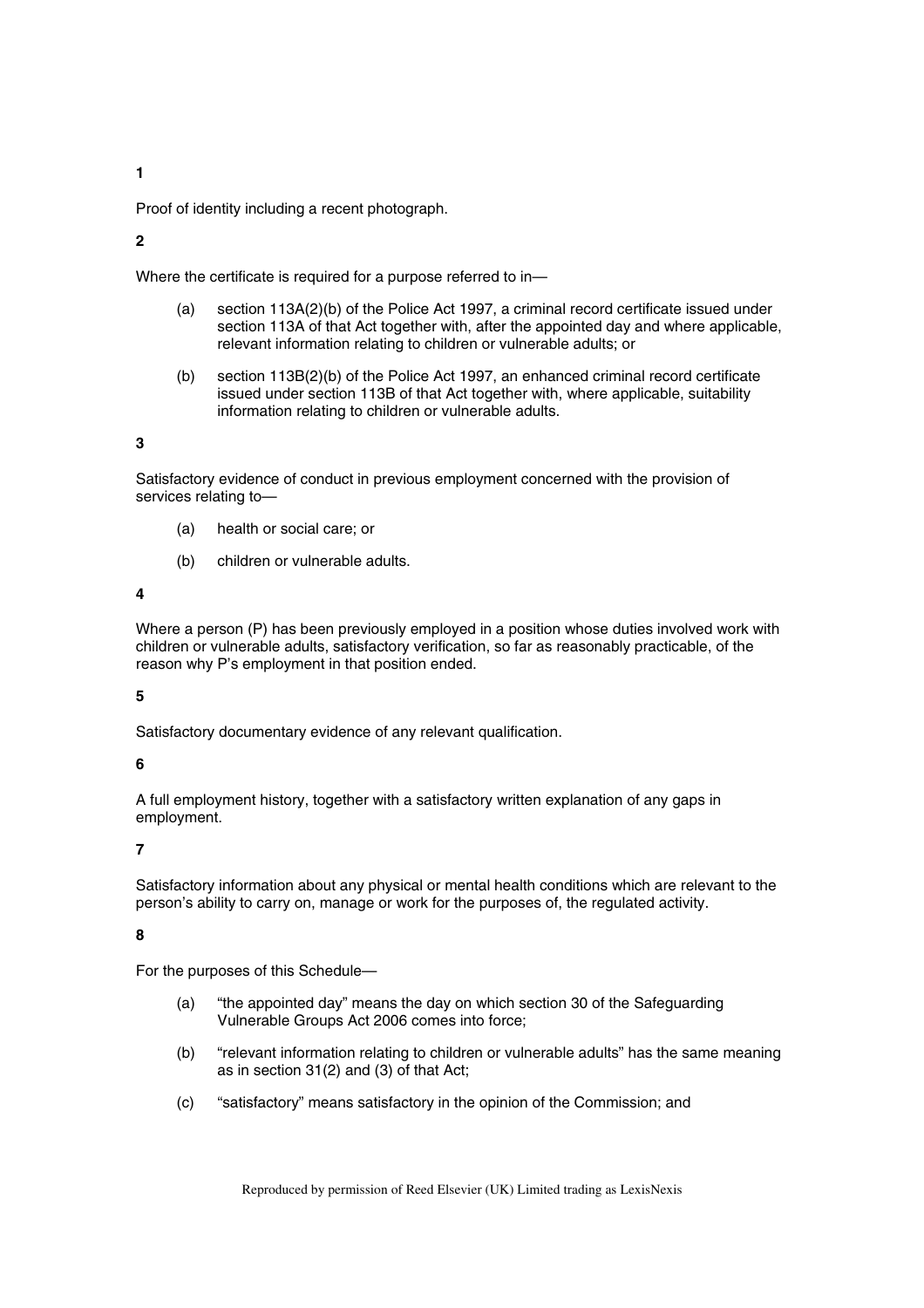**1**

Proof of identity including a recent photograph.

**2**

Where the certificate is required for a purpose referred to in—

(a) section 113A(2)(b) of the Police Act 1997, a criminal record certificate issued under section 113A of that Act together with, after the appointed day and where applicable, relevant information relating to children or vulnerable adults; or

(b) section 113B(2)(b) of the Police Act 1997, an enhanced criminal record certificate issued under section 113B of that Act together with, where applicable, suitability information relating to children or vulnerable adults.

**3**

Satisfactory evidence of conduct in previous employment concerned with the provision of services relating to—

(a) health or social care; or

(b) children or vulnerable adults.

**4**

Where a person (P) has been previously employed in a position whose duties involved work with children or vulnerable adults, satisfactory verification, so far as reasonably practicable, of the reason why P's employment in that position ended.

**5**

Satisfactory documentary evidence of any relevant qualification.

**6**

A full employment history, together with a satisfactory written explanation of any gaps in employment.

**7**

Satisfactory information about any physical or mental health conditions which are relevant to the person's ability to carry on, manage or work for the purposes of, the regulated activity.

**8**

For the purposes of this Schedule—

(a) "the appointed day" means the day on which section 30 of the Safeguarding Vulnerable Groups Act 2006 comes into force;

(b) "relevant information relating to children or vulnerable adults" has the same meaning as in section 31(2) and (3) of that Act;

(c) "satisfactory" means satisfactory in the opinion of the Commission; and

Reproduced by permission of Reed Elsevier (UK) Limited trading as LexisNexis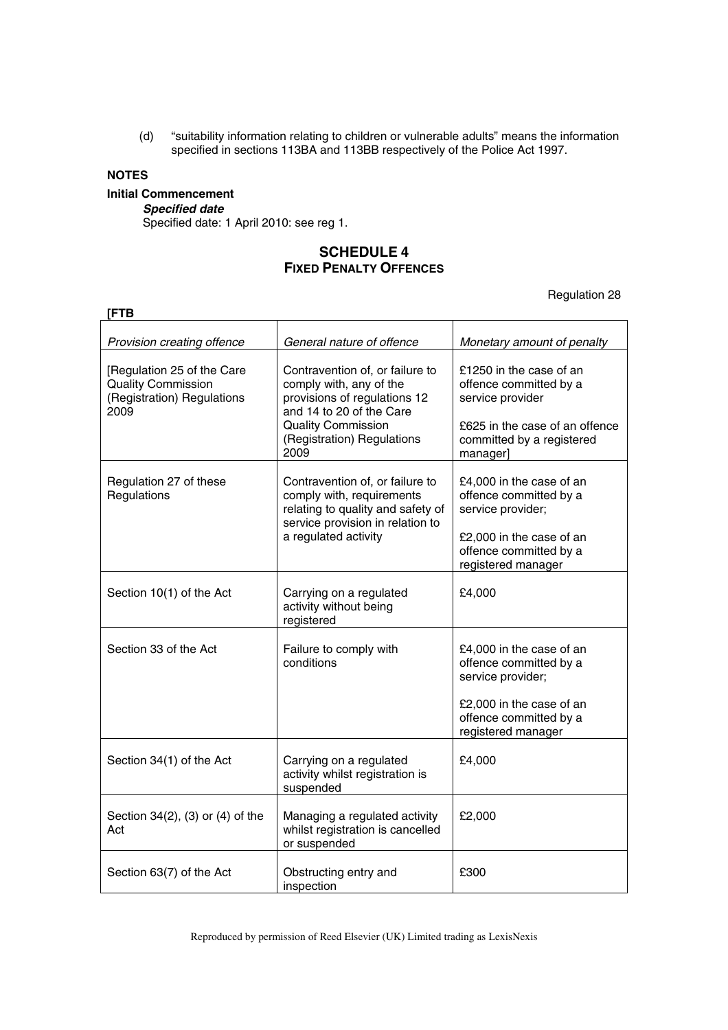(d) "suitability information relating to children or vulnerable adults" means the information specified in sections 113BA and 113BB respectively of the Police Act 1997.

**NOTES**

**Initial Commencement**

***Specified date***

Specified date: 1 April 2010: see reg 1.

## SCHEDULE 4
## FIXED PENALTY OFFENCES

Regulation 28

**[FTB**

| *Provision creating offence* | *General nature of offence* | *Monetary amount of penalty* |
|---|---|---|
| [Regulation 25 of the Care Quality Commission (Registration) Regulations 2009 | Contravention of, or failure to comply with, any of the provisions of regulations 12 and 14 to 20 of the Care Quality Commission (Registration) Regulations 2009 | £1250 in the case of an offence committed by a service provider<br><br>£625 in the case of an offence committed by a registered manager] |
| Regulation 27 of these Regulations | Contravention of, or failure to comply with, requirements relating to quality and safety of service provision in relation to a regulated activity | £4,000 in the case of an offence committed by a service provider;<br><br>£2,000 in the case of an offence committed by a registered manager |
| Section 10(1) of the Act | Carrying on a regulated activity without being registered | £4,000 |
| Section 33 of the Act | Failure to comply with conditions | £4,000 in the case of an offence committed by a service provider;<br><br>£2,000 in the case of an offence committed by a registered manager |
| Section 34(1) of the Act | Carrying on a regulated activity whilst registration is suspended | £4,000 |
| Section 34(2), (3) or (4) of the Act | Managing a regulated activity whilst registration is cancelled or suspended | £2,000 |
| Section 63(7) of the Act | Obstructing entry and inspection | £300 |

Reproduced by permission of Reed Elsevier (UK) Limited trading as LexisNexis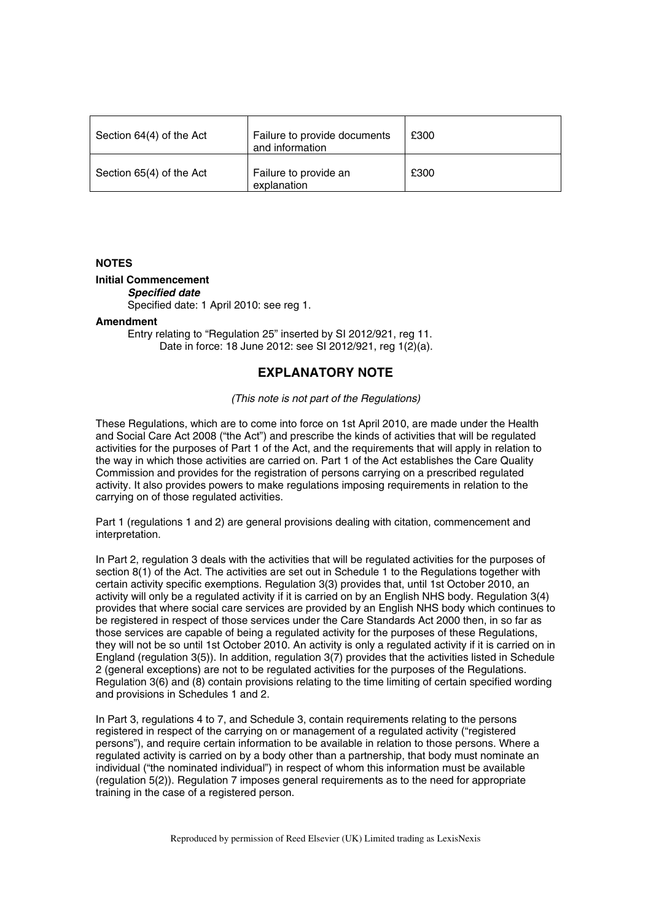| Section 64(4) of the Act | Failure to provide documents and information | £300 |
|---|---|---|
| Section 65(4) of the Act | Failure to provide an explanation | £300 |

**NOTES**

**Initial Commencement**

***Specified date***

Specified date: 1 April 2010: see reg 1.

**Amendment**

Entry relating to "Regulation 25" inserted by SI 2012/921, reg 11.

Date in force: 18 June 2012: see SI 2012/921, reg 1(2)(a).

## EXPLANATORY NOTE

*(This note is not part of the Regulations)*

These Regulations, which are to come into force on 1st April 2010, are made under the Health and Social Care Act 2008 ("the Act") and prescribe the kinds of activities that will be regulated activities for the purposes of Part 1 of the Act, and the requirements that will apply in relation to the way in which those activities are carried on. Part 1 of the Act establishes the Care Quality Commission and provides for the registration of persons carrying on a prescribed regulated activity. It also provides powers to make regulations imposing requirements in relation to the carrying on of those regulated activities.

Part 1 (regulations 1 and 2) are general provisions dealing with citation, commencement and interpretation.

In Part 2, regulation 3 deals with the activities that will be regulated activities for the purposes of section 8(1) of the Act. The activities are set out in Schedule 1 to the Regulations together with certain activity specific exemptions. Regulation 3(3) provides that, until 1st October 2010, an activity will only be a regulated activity if it is carried on by an English NHS body. Regulation 3(4) provides that where social care services are provided by an English NHS body which continues to be registered in respect of those services under the Care Standards Act 2000 then, in so far as those services are capable of being a regulated activity for the purposes of these Regulations, they will not be so until 1st October 2010. An activity is only a regulated activity if it is carried on in England (regulation 3(5)). In addition, regulation 3(7) provides that the activities listed in Schedule 2 (general exceptions) are not to be regulated activities for the purposes of the Regulations. Regulation 3(6) and (8) contain provisions relating to the time limiting of certain specified wording and provisions in Schedules 1 and 2.

In Part 3, regulations 4 to 7, and Schedule 3, contain requirements relating to the persons registered in respect of the carrying on or management of a regulated activity ("registered persons"), and require certain information to be available in relation to those persons. Where a regulated activity is carried on by a body other than a partnership, that body must nominate an individual ("the nominated individual") in respect of whom this information must be available (regulation 5(2)). Regulation 7 imposes general requirements as to the need for appropriate training in the case of a registered person.

Reproduced by permission of Reed Elsevier (UK) Limited trading as LexisNexis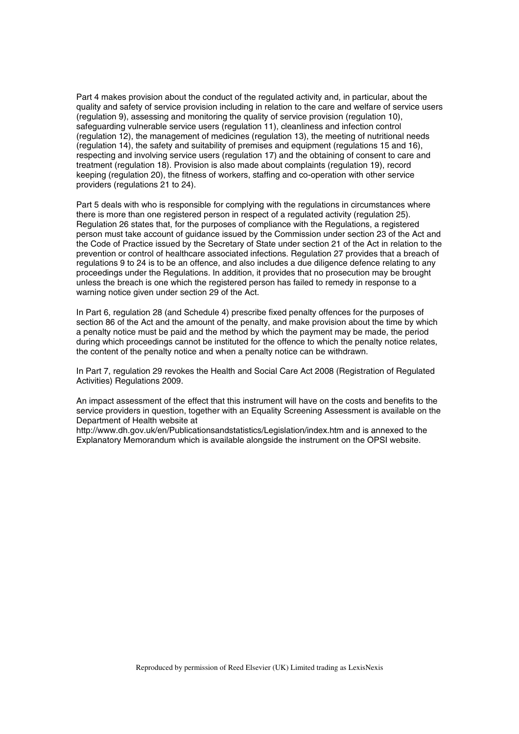Part 4 makes provision about the conduct of the regulated activity and, in particular, about the quality and safety of service provision including in relation to the care and welfare of service users (regulation 9), assessing and monitoring the quality of service provision (regulation 10), safeguarding vulnerable service users (regulation 11), cleanliness and infection control (regulation 12), the management of medicines (regulation 13), the meeting of nutritional needs (regulation 14), the safety and suitability of premises and equipment (regulations 15 and 16), respecting and involving service users (regulation 17) and the obtaining of consent to care and treatment (regulation 18). Provision is also made about complaints (regulation 19), record keeping (regulation 20), the fitness of workers, staffing and co-operation with other service providers (regulations 21 to 24).

Part 5 deals with who is responsible for complying with the regulations in circumstances where there is more than one registered person in respect of a regulated activity (regulation 25). Regulation 26 states that, for the purposes of compliance with the Regulations, a registered person must take account of guidance issued by the Commission under section 23 of the Act and the Code of Practice issued by the Secretary of State under section 21 of the Act in relation to the prevention or control of healthcare associated infections. Regulation 27 provides that a breach of regulations 9 to 24 is to be an offence, and also includes a due diligence defence relating to any proceedings under the Regulations. In addition, it provides that no prosecution may be brought unless the breach is one which the registered person has failed to remedy in response to a warning notice given under section 29 of the Act.

In Part 6, regulation 28 (and Schedule 4) prescribe fixed penalty offences for the purposes of section 86 of the Act and the amount of the penalty, and make provision about the time by which a penalty notice must be paid and the method by which the payment may be made, the period during which proceedings cannot be instituted for the offence to which the penalty notice relates, the content of the penalty notice and when a penalty notice can be withdrawn.

In Part 7, regulation 29 revokes the Health and Social Care Act 2008 (Registration of Regulated Activities) Regulations 2009.

An impact assessment of the effect that this instrument will have on the costs and benefits to the service providers in question, together with an Equality Screening Assessment is available on the Department of Health website at http://www.dh.gov.uk/en/Publicationsandstatistics/Legislation/index.htm and is annexed to the Explanatory Memorandum which is available alongside the instrument on the OPSI website.

Reproduced by permission of Reed Elsevier (UK) Limited trading as LexisNexis